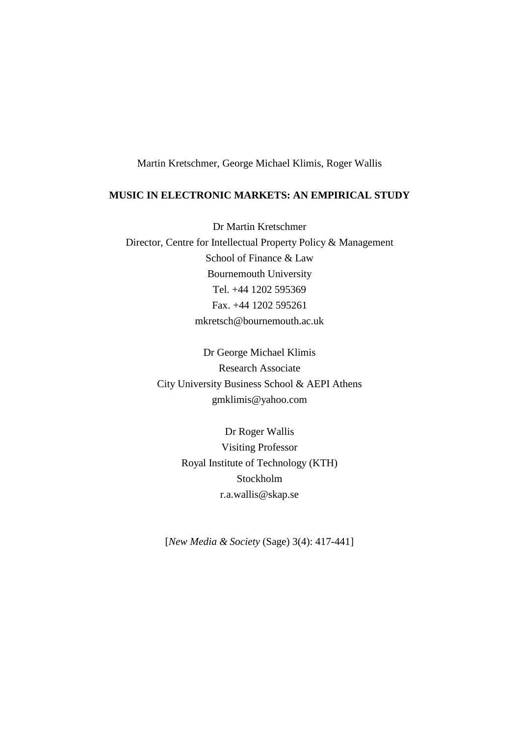Martin Kretschmer, George Michael Klimis, Roger Wallis

# MUSIC IN ELECTRONIC MARKETS: AN EMPIRICAL STUDY

Dr Martin Kretschmer
Director, Centre for Intellectual Property Policy & Management
School of Finance & Law
Bournemouth University
Tel. +44 1202 595369
Fax. +44 1202 595261
mkretsch@bournemouth.ac.uk

Dr George Michael Klimis
Research Associate
City University Business School & AEPI Athens
gmklimis@yahoo.com

Dr Roger Wallis
Visiting Professor
Royal Institute of Technology (KTH)
Stockholm
r.a.wallis@skap.se

[*New Media & Society* (Sage) 3(4): 417-441]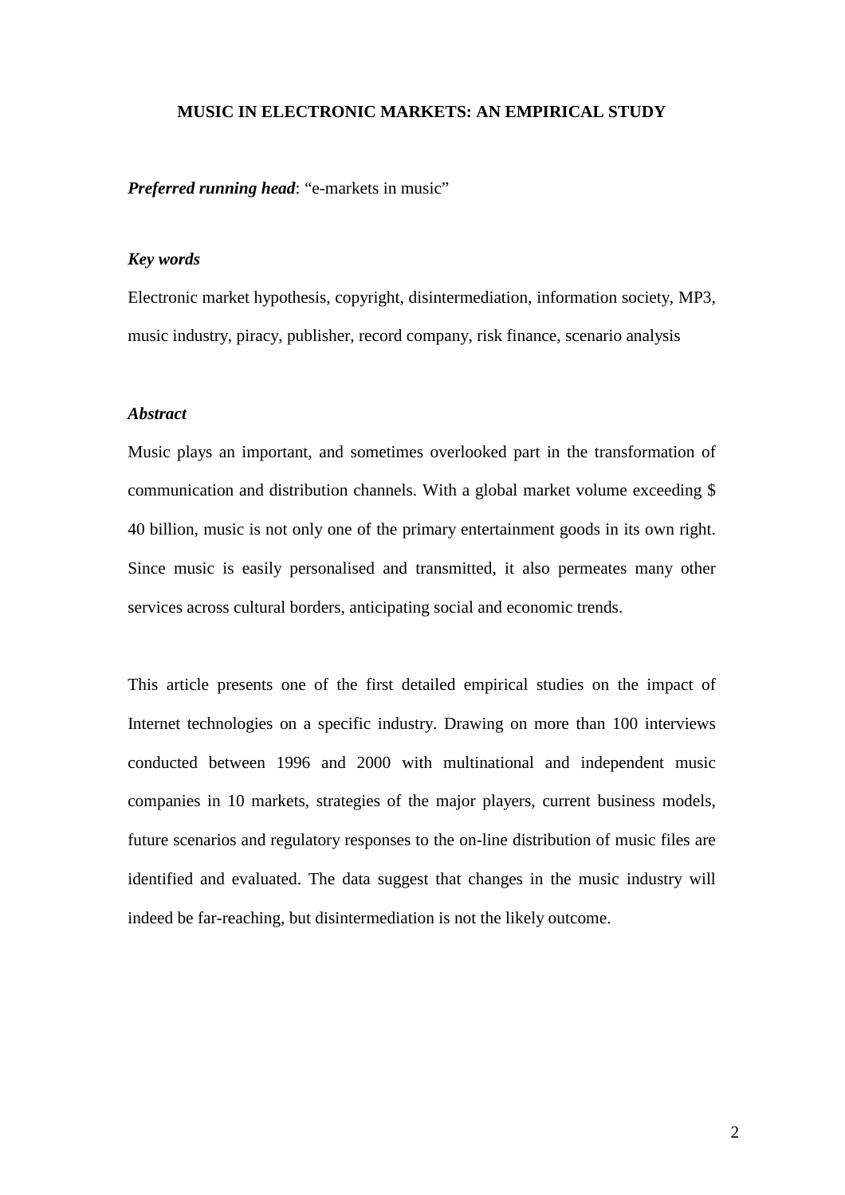# MUSIC IN ELECTRONIC MARKETS: AN EMPIRICAL STUDY

***Preferred running head***: "e-markets in music"

### *Key words*

Electronic market hypothesis, copyright, disintermediation, information society, MP3, music industry, piracy, publisher, record company, risk finance, scenario analysis

### *Abstract*

Music plays an important, and sometimes overlooked part in the transformation of communication and distribution channels. With a global market volume exceeding $ 40 billion, music is not only one of the primary entertainment goods in its own right. Since music is easily personalised and transmitted, it also permeates many other services across cultural borders, anticipating social and economic trends.

This article presents one of the first detailed empirical studies on the impact of Internet technologies on a specific industry. Drawing on more than 100 interviews conducted between 1996 and 2000 with multinational and independent music companies in 10 markets, strategies of the major players, current business models, future scenarios and regulatory responses to the on-line distribution of music files are identified and evaluated. The data suggest that changes in the music industry will indeed be far-reaching, but disintermediation is not the likely outcome.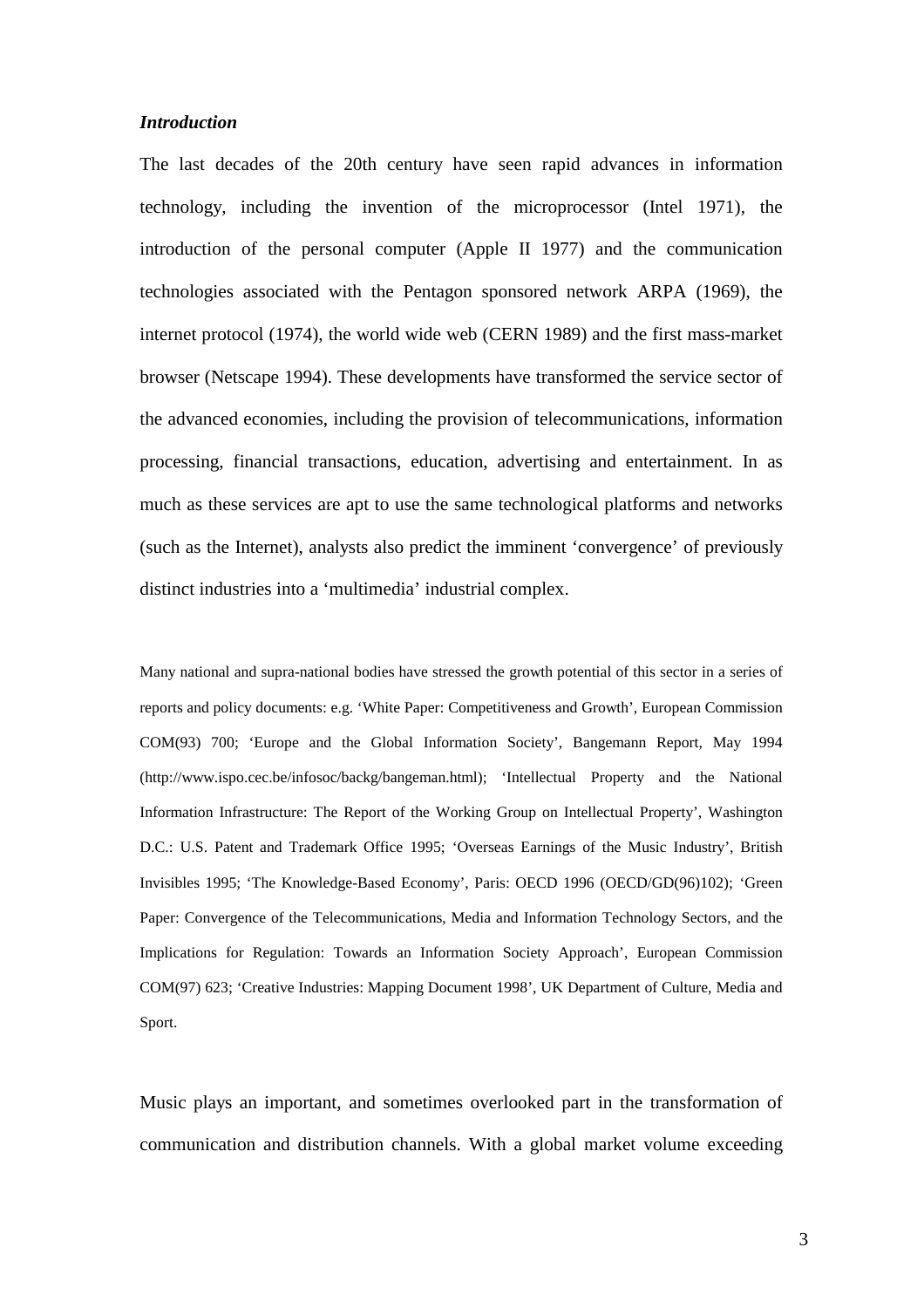### *Introduction*

The last decades of the 20th century have seen rapid advances in information technology, including the invention of the microprocessor (Intel 1971), the introduction of the personal computer (Apple II 1977) and the communication technologies associated with the Pentagon sponsored network ARPA (1969), the internet protocol (1974), the world wide web (CERN 1989) and the first mass-market browser (Netscape 1994). These developments have transformed the service sector of the advanced economies, including the provision of telecommunications, information processing, financial transactions, education, advertising and entertainment. In as much as these services are apt to use the same technological platforms and networks (such as the Internet), analysts also predict the imminent 'convergence' of previously distinct industries into a 'multimedia' industrial complex.

Many national and supra-national bodies have stressed the growth potential of this sector in a series of reports and policy documents: e.g. 'White Paper: Competitiveness and Growth', European Commission COM(93) 700; 'Europe and the Global Information Society', Bangemann Report, May 1994 (http://www.ispo.cec.be/infosoc/backg/bangeman.html); 'Intellectual Property and the National Information Infrastructure: The Report of the Working Group on Intellectual Property', Washington D.C.: U.S. Patent and Trademark Office 1995; 'Overseas Earnings of the Music Industry', British Invisibles 1995; 'The Knowledge-Based Economy', Paris: OECD 1996 (OECD/GD(96)102); 'Green Paper: Convergence of the Telecommunications, Media and Information Technology Sectors, and the Implications for Regulation: Towards an Information Society Approach', European Commission COM(97) 623; 'Creative Industries: Mapping Document 1998', UK Department of Culture, Media and Sport.

Music plays an important, and sometimes overlooked part in the transformation of communication and distribution channels. With a global market volume exceeding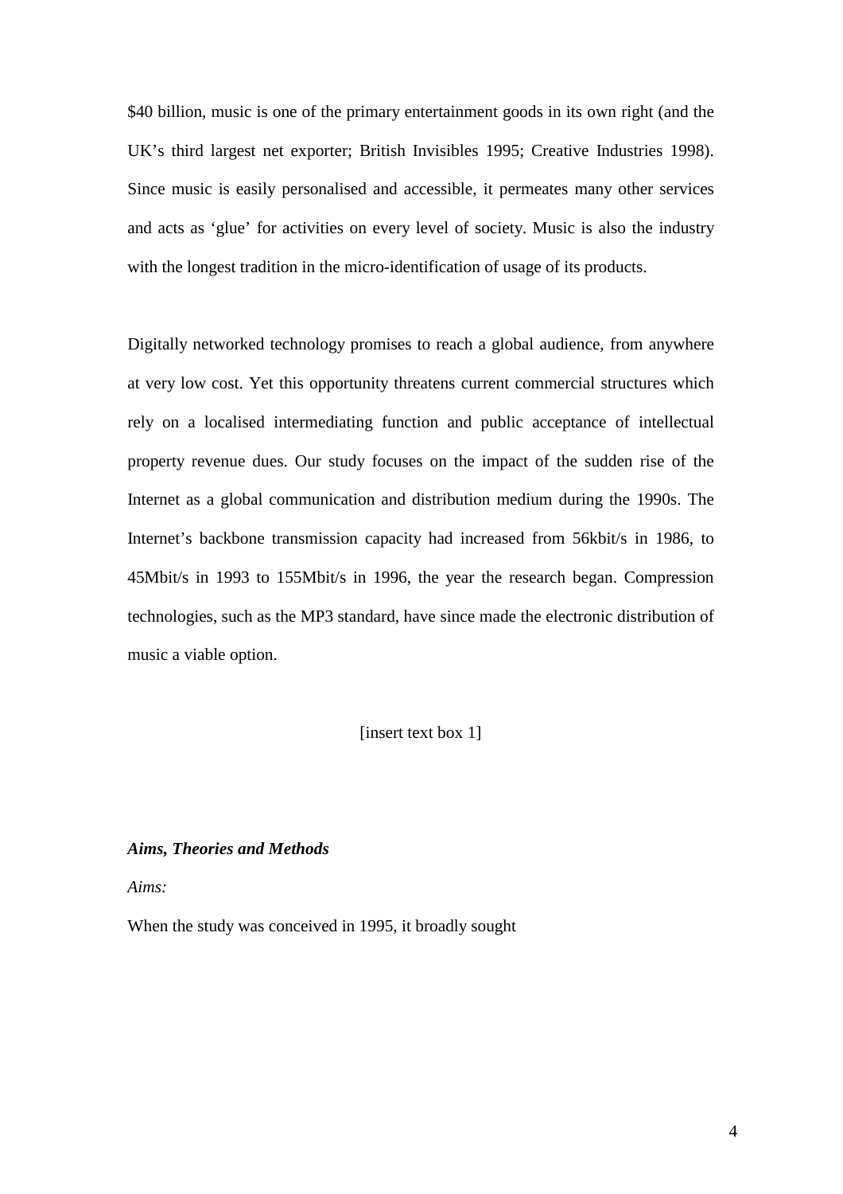$40 billion, music is one of the primary entertainment goods in its own right (and the UK's third largest net exporter; British Invisibles 1995; Creative Industries 1998). Since music is easily personalised and accessible, it permeates many other services and acts as 'glue' for activities on every level of society. Music is also the industry with the longest tradition in the micro-identification of usage of its products.

Digitally networked technology promises to reach a global audience, from anywhere at very low cost. Yet this opportunity threatens current commercial structures which rely on a localised intermediating function and public acceptance of intellectual property revenue dues. Our study focuses on the impact of the sudden rise of the Internet as a global communication and distribution medium during the 1990s. The Internet's backbone transmission capacity had increased from 56kbit/s in 1986, to 45Mbit/s in 1993 to 155Mbit/s in 1996, the year the research began. Compression technologies, such as the MP3 standard, have since made the electronic distribution of music a viable option.

[insert text box 1]

### *Aims, Theories and Methods*

*Aims:*

When the study was conceived in 1995, it broadly sought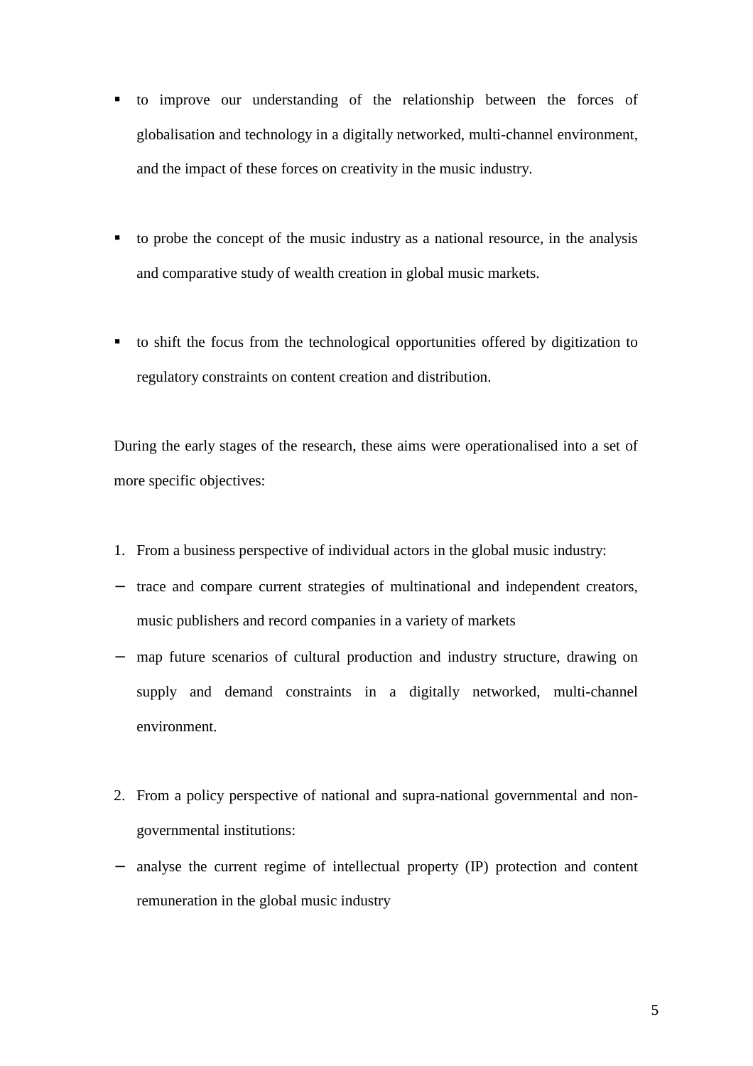- to improve our understanding of the relationship between the forces of globalisation and technology in a digitally networked, multi-channel environment, and the impact of these forces on creativity in the music industry.

- to probe the concept of the music industry as a national resource, in the analysis and comparative study of wealth creation in global music markets.

- to shift the focus from the technological opportunities offered by digitization to regulatory constraints on content creation and distribution.

During the early stages of the research, these aims were operationalised into a set of more specific objectives:

1. From a business perspective of individual actors in the global music industry:
   - trace and compare current strategies of multinational and independent creators, music publishers and record companies in a variety of markets
   - map future scenarios of cultural production and industry structure, drawing on supply and demand constraints in a digitally networked, multi-channel environment.

2. From a policy perspective of national and supra-national governmental and non-governmental institutions:
   - analyse the current regime of intellectual property (IP) protection and content remuneration in the global music industry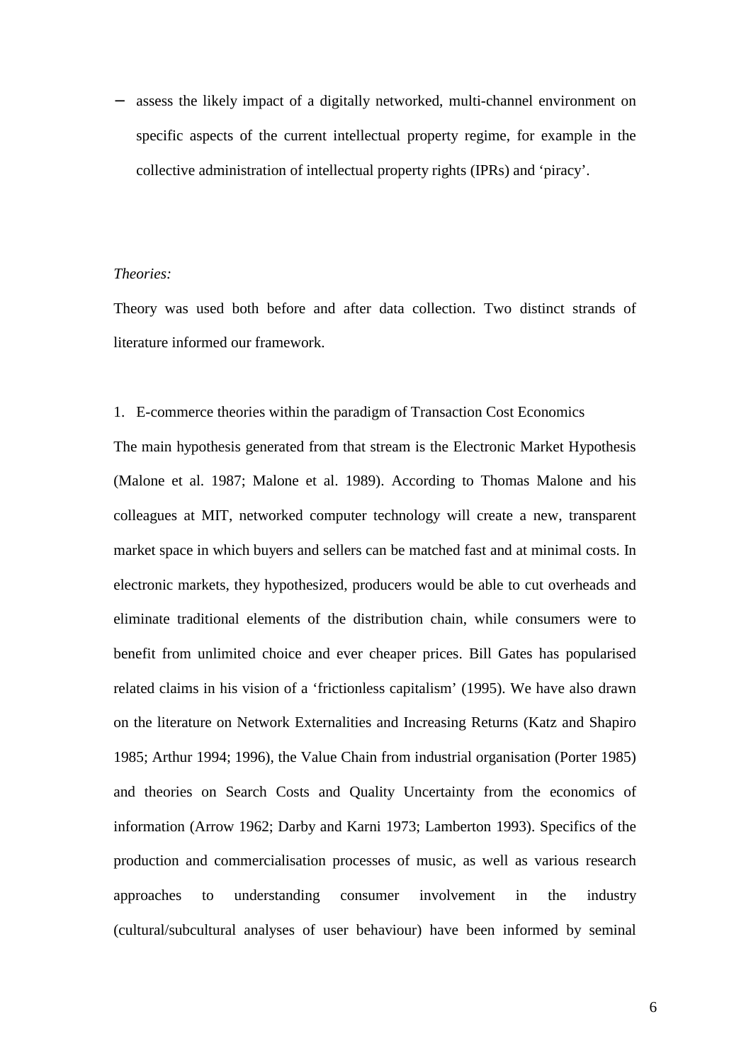- assess the likely impact of a digitally networked, multi-channel environment on specific aspects of the current intellectual property regime, for example in the collective administration of intellectual property rights (IPRs) and 'piracy'.

*Theories:*

Theory was used both before and after data collection. Two distinct strands of literature informed our framework.

1. E-commerce theories within the paradigm of Transaction Cost Economics

The main hypothesis generated from that stream is the Electronic Market Hypothesis (Malone et al. 1987; Malone et al. 1989). According to Thomas Malone and his colleagues at MIT, networked computer technology will create a new, transparent market space in which buyers and sellers can be matched fast and at minimal costs. In electronic markets, they hypothesized, producers would be able to cut overheads and eliminate traditional elements of the distribution chain, while consumers were to benefit from unlimited choice and ever cheaper prices. Bill Gates has popularised related claims in his vision of a 'frictionless capitalism' (1995). We have also drawn on the literature on Network Externalities and Increasing Returns (Katz and Shapiro 1985; Arthur 1994; 1996), the Value Chain from industrial organisation (Porter 1985) and theories on Search Costs and Quality Uncertainty from the economics of information (Arrow 1962; Darby and Karni 1973; Lamberton 1993). Specifics of the production and commercialisation processes of music, as well as various research approaches to understanding consumer involvement in the industry (cultural/subcultural analyses of user behaviour) have been informed by seminal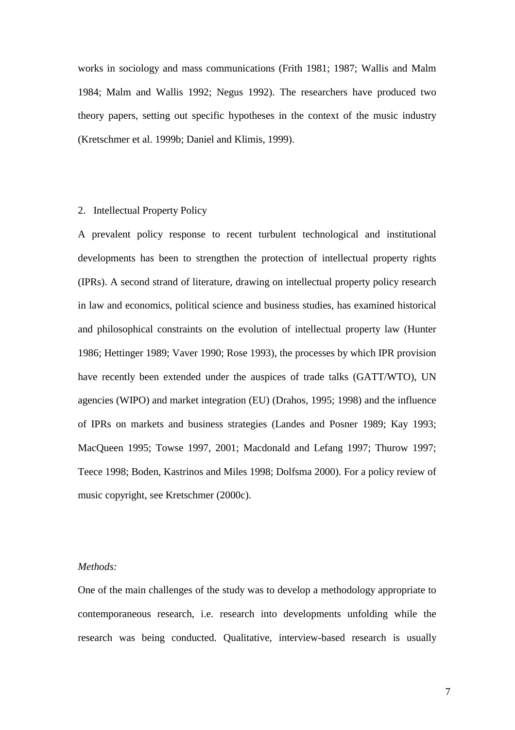works in sociology and mass communications (Frith 1981; 1987; Wallis and Malm 1984; Malm and Wallis 1992; Negus 1992). The researchers have produced two theory papers, setting out specific hypotheses in the context of the music industry (Kretschmer et al. 1999b; Daniel and Klimis, 1999).

2. Intellectual Property Policy

A prevalent policy response to recent turbulent technological and institutional developments has been to strengthen the protection of intellectual property rights (IPRs). A second strand of literature, drawing on intellectual property policy research in law and economics, political science and business studies, has examined historical and philosophical constraints on the evolution of intellectual property law (Hunter 1986; Hettinger 1989; Vaver 1990; Rose 1993), the processes by which IPR provision have recently been extended under the auspices of trade talks (GATT/WTO), UN agencies (WIPO) and market integration (EU) (Drahos, 1995; 1998) and the influence of IPRs on markets and business strategies (Landes and Posner 1989; Kay 1993; MacQueen 1995; Towse 1997, 2001; Macdonald and Lefang 1997; Thurow 1997; Teece 1998; Boden, Kastrinos and Miles 1998; Dolfsma 2000). For a policy review of music copyright, see Kretschmer (2000c).

*Methods:*

One of the main challenges of the study was to develop a methodology appropriate to contemporaneous research, i.e. research into developments unfolding while the research was being conducted. Qualitative, interview-based research is usually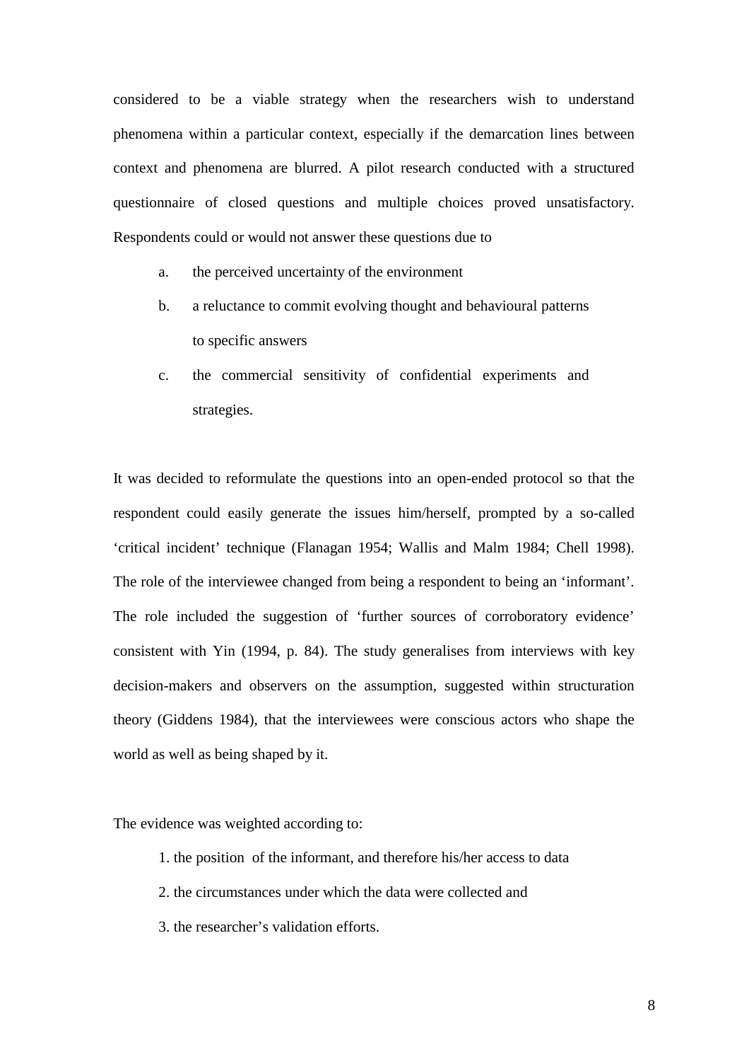considered to be a viable strategy when the researchers wish to understand phenomena within a particular context, especially if the demarcation lines between context and phenomena are blurred. A pilot research conducted with a structured questionnaire of closed questions and multiple choices proved unsatisfactory. Respondents could or would not answer these questions due to

a. the perceived uncertainty of the environment
b. a reluctance to commit evolving thought and behavioural patterns to specific answers
c. the commercial sensitivity of confidential experiments and strategies.

It was decided to reformulate the questions into an open-ended protocol so that the respondent could easily generate the issues him/herself, prompted by a so-called 'critical incident' technique (Flanagan 1954; Wallis and Malm 1984; Chell 1998). The role of the interviewee changed from being a respondent to being an 'informant'. The role included the suggestion of 'further sources of corroboratory evidence' consistent with Yin (1994, p. 84). The study generalises from interviews with key decision-makers and observers on the assumption, suggested within structuration theory (Giddens 1984), that the interviewees were conscious actors who shape the world as well as being shaped by it.

The evidence was weighted according to:

1. the position of the informant, and therefore his/her access to data
2. the circumstances under which the data were collected and
3. the researcher's validation efforts.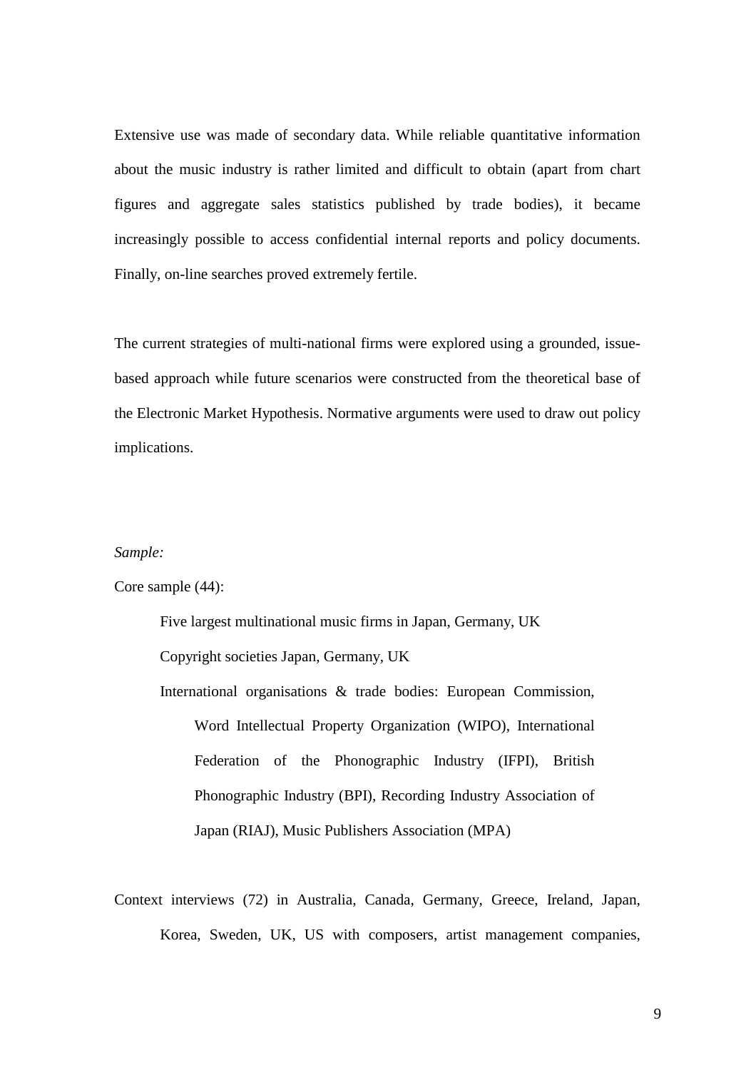Extensive use was made of secondary data. While reliable quantitative information about the music industry is rather limited and difficult to obtain (apart from chart figures and aggregate sales statistics published by trade bodies), it became increasingly possible to access confidential internal reports and policy documents. Finally, on-line searches proved extremely fertile.

The current strategies of multi-national firms were explored using a grounded, issue-based approach while future scenarios were constructed from the theoretical base of the Electronic Market Hypothesis. Normative arguments were used to draw out policy implications.

*Sample:*

Core sample (44):

> Five largest multinational music firms in Japan, Germany, UK
>
> Copyright societies Japan, Germany, UK
>
> International organisations & trade bodies: European Commission, Word Intellectual Property Organization (WIPO), International Federation of the Phonographic Industry (IFPI), British Phonographic Industry (BPI), Recording Industry Association of Japan (RIAJ), Music Publishers Association (MPA)

Context interviews (72) in Australia, Canada, Germany, Greece, Ireland, Japan, Korea, Sweden, UK, US with composers, artist management companies,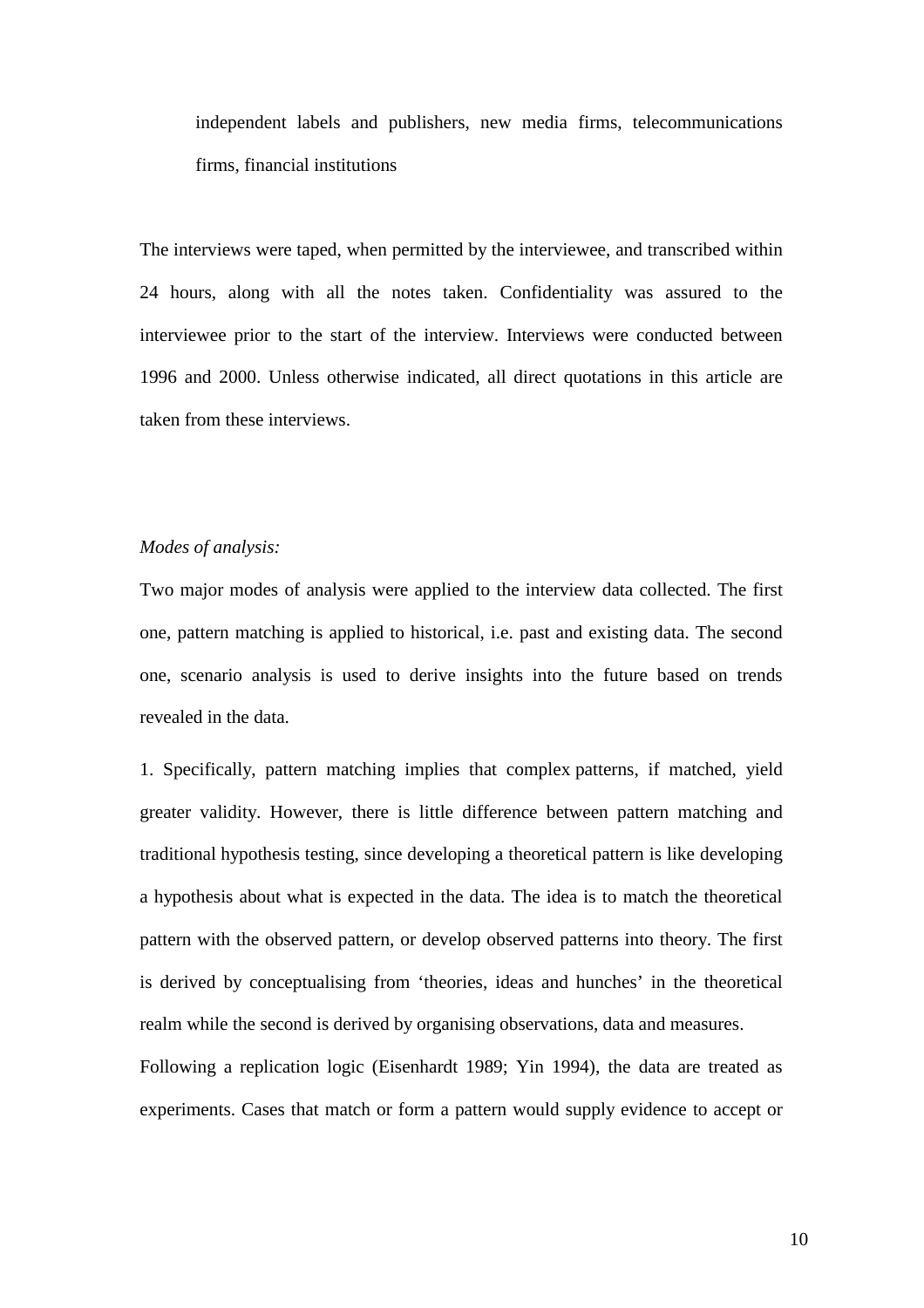independent labels and publishers, new media firms, telecommunications firms, financial institutions

The interviews were taped, when permitted by the interviewee, and transcribed within 24 hours, along with all the notes taken. Confidentiality was assured to the interviewee prior to the start of the interview. Interviews were conducted between 1996 and 2000. Unless otherwise indicated, all direct quotations in this article are taken from these interviews.

*Modes of analysis:*

Two major modes of analysis were applied to the interview data collected. The first one, pattern matching is applied to historical, i.e. past and existing data. The second one, scenario analysis is used to derive insights into the future based on trends revealed in the data.

1. Specifically, pattern matching implies that complex patterns, if matched, yield greater validity. However, there is little difference between pattern matching and traditional hypothesis testing, since developing a theoretical pattern is like developing a hypothesis about what is expected in the data. The idea is to match the theoretical pattern with the observed pattern, or develop observed patterns into theory. The first is derived by conceptualising from 'theories, ideas and hunches' in the theoretical realm while the second is derived by organising observations, data and measures.

Following a replication logic (Eisenhardt 1989; Yin 1994), the data are treated as experiments. Cases that match or form a pattern would supply evidence to accept or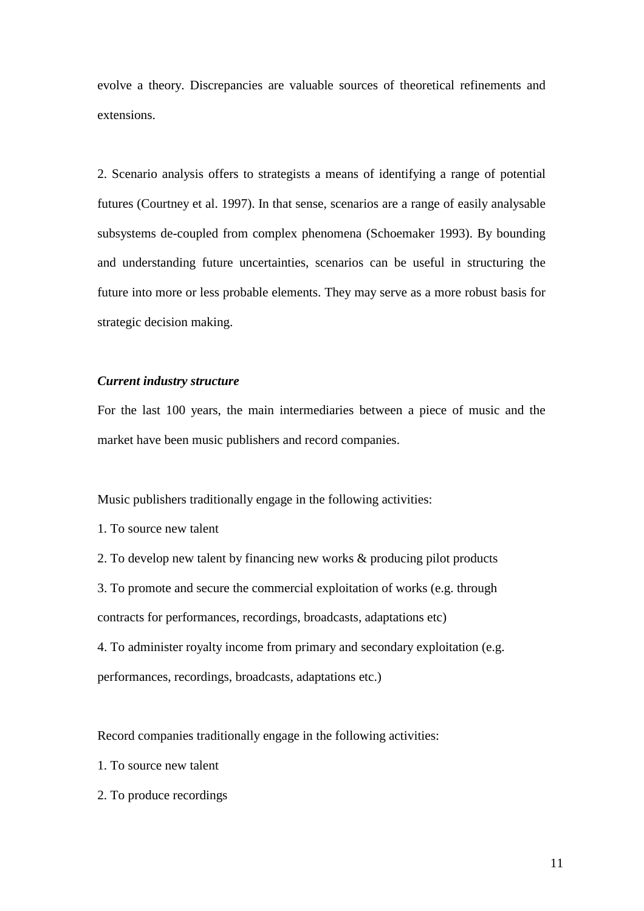evolve a theory. Discrepancies are valuable sources of theoretical refinements and extensions.

2. Scenario analysis offers to strategists a means of identifying a range of potential futures (Courtney et al. 1997). In that sense, scenarios are a range of easily analysable subsystems de-coupled from complex phenomena (Schoemaker 1993). By bounding and understanding future uncertainties, scenarios can be useful in structuring the future into more or less probable elements. They may serve as a more robust basis for strategic decision making.

***Current industry structure***

For the last 100 years, the main intermediaries between a piece of music and the market have been music publishers and record companies.

Music publishers traditionally engage in the following activities:

1. To source new talent
2. To develop new talent by financing new works & producing pilot products
3. To promote and secure the commercial exploitation of works (e.g. through contracts for performances, recordings, broadcasts, adaptations etc)
4. To administer royalty income from primary and secondary exploitation (e.g. performances, recordings, broadcasts, adaptations etc.)

Record companies traditionally engage in the following activities:

1. To source new talent
2. To produce recordings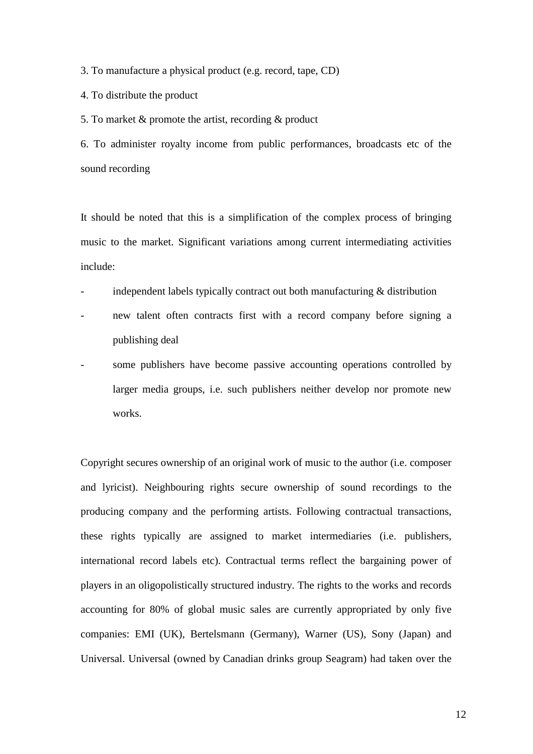3. To manufacture a physical product (e.g. record, tape, CD)

4. To distribute the product

5. To market & promote the artist, recording & product

6. To administer royalty income from public performances, broadcasts etc of the sound recording

It should be noted that this is a simplification of the complex process of bringing music to the market. Significant variations among current intermediating activities include:

- independent labels typically contract out both manufacturing & distribution
- new talent often contracts first with a record company before signing a publishing deal
- some publishers have become passive accounting operations controlled by larger media groups, i.e. such publishers neither develop nor promote new works.

Copyright secures ownership of an original work of music to the author (i.e. composer and lyricist). Neighbouring rights secure ownership of sound recordings to the producing company and the performing artists. Following contractual transactions, these rights typically are assigned to market intermediaries (i.e. publishers, international record labels etc). Contractual terms reflect the bargaining power of players in an oligopolistically structured industry. The rights to the works and records accounting for 80% of global music sales are currently appropriated by only five companies: EMI (UK), Bertelsmann (Germany), Warner (US), Sony (Japan) and Universal. Universal (owned by Canadian drinks group Seagram) had taken over the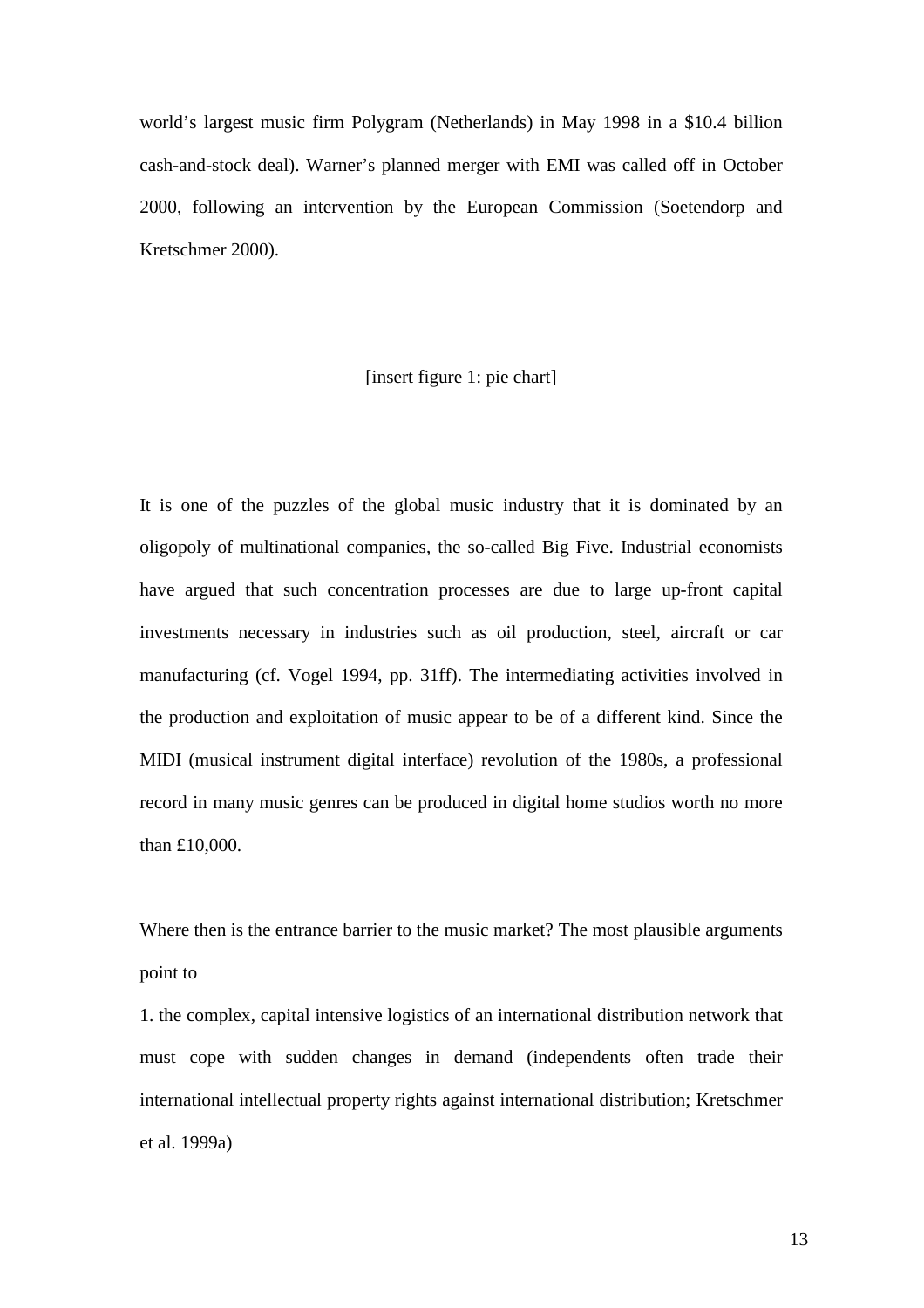world's largest music firm Polygram (Netherlands) in May 1998 in a $10.4 billion cash-and-stock deal). Warner's planned merger with EMI was called off in October 2000, following an intervention by the European Commission (Soetendorp and Kretschmer 2000).

[insert figure 1: pie chart]

It is one of the puzzles of the global music industry that it is dominated by an oligopoly of multinational companies, the so-called Big Five. Industrial economists have argued that such concentration processes are due to large up-front capital investments necessary in industries such as oil production, steel, aircraft or car manufacturing (cf. Vogel 1994, pp. 31ff). The intermediating activities involved in the production and exploitation of music appear to be of a different kind. Since the MIDI (musical instrument digital interface) revolution of the 1980s, a professional record in many music genres can be produced in digital home studios worth no more than £10,000.

Where then is the entrance barrier to the music market? The most plausible arguments point to

1. the complex, capital intensive logistics of an international distribution network that must cope with sudden changes in demand (independents often trade their international intellectual property rights against international distribution; Kretschmer et al. 1999a)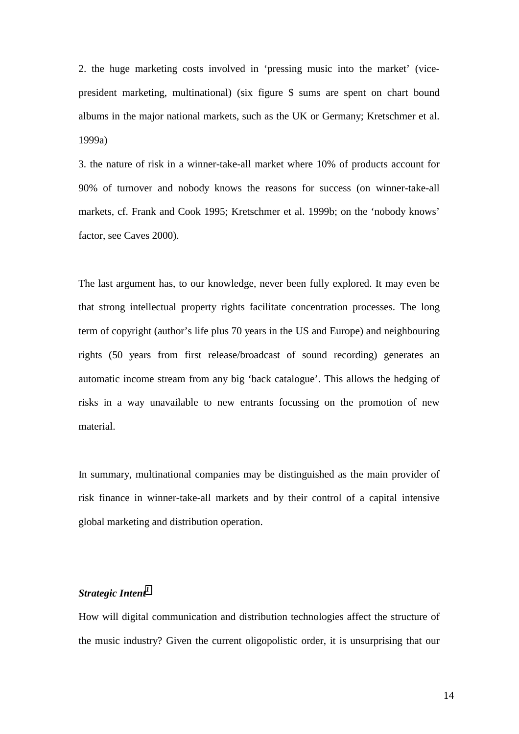2. the huge marketing costs involved in 'pressing music into the market' (vice-president marketing, multinational) (six figure $ sums are spent on chart bound albums in the major national markets, such as the UK or Germany; Kretschmer et al. 1999a)

3. the nature of risk in a winner-take-all market where 10% of products account for 90% of turnover and nobody knows the reasons for success (on winner-take-all markets, cf. Frank and Cook 1995; Kretschmer et al. 1999b; on the 'nobody knows' factor, see Caves 2000).

The last argument has, to our knowledge, never been fully explored. It may even be that strong intellectual property rights facilitate concentration processes. The long term of copyright (author's life plus 70 years in the US and Europe) and neighbouring rights (50 years from first release/broadcast of sound recording) generates an automatic income stream from any big 'back catalogue'. This allows the hedging of risks in a way unavailable to new entrants focussing on the promotion of new material.

In summary, multinational companies may be distinguished as the main provider of risk finance in winner-take-all markets and by their control of a capital intensive global marketing and distribution operation.

### ***Strategic Intent***[1]

How will digital communication and distribution technologies affect the structure of the music industry? Given the current oligopolistic order, it is unsurprising that our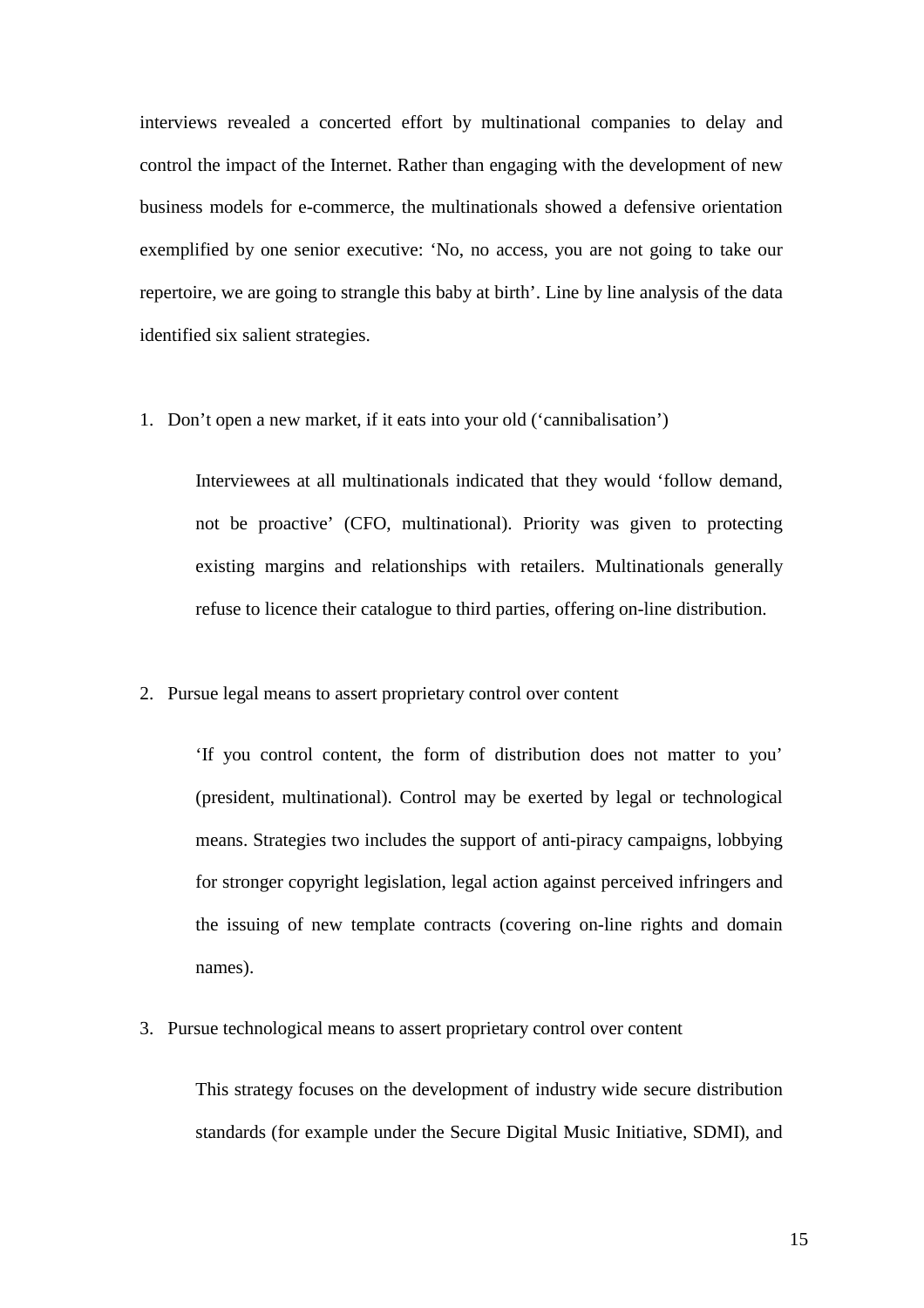interviews revealed a concerted effort by multinational companies to delay and control the impact of the Internet. Rather than engaging with the development of new business models for e-commerce, the multinationals showed a defensive orientation exemplified by one senior executive: 'No, no access, you are not going to take our repertoire, we are going to strangle this baby at birth'. Line by line analysis of the data identified six salient strategies.

1. Don't open a new market, if it eats into your old ('cannibalisation')

    Interviewees at all multinationals indicated that they would 'follow demand, not be proactive' (CFO, multinational). Priority was given to protecting existing margins and relationships with retailers. Multinationals generally refuse to licence their catalogue to third parties, offering on-line distribution.

2. Pursue legal means to assert proprietary control over content

    'If you control content, the form of distribution does not matter to you' (president, multinational). Control may be exerted by legal or technological means. Strategies two includes the support of anti-piracy campaigns, lobbying for stronger copyright legislation, legal action against perceived infringers and the issuing of new template contracts (covering on-line rights and domain names).

3. Pursue technological means to assert proprietary control over content

    This strategy focuses on the development of industry wide secure distribution standards (for example under the Secure Digital Music Initiative, SDMI), and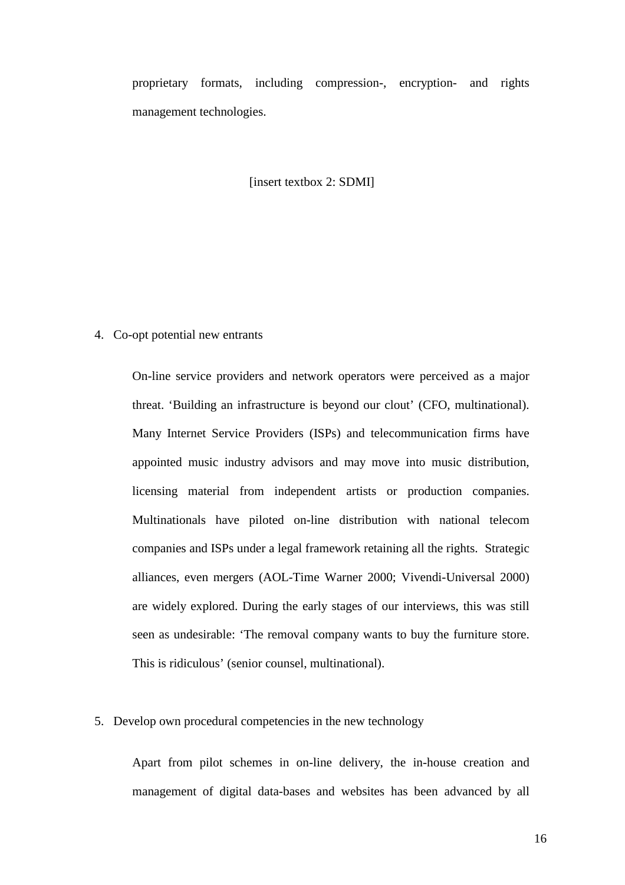proprietary formats, including compression-, encryption- and rights management technologies.

[insert textbox 2: SDMI]

4. Co-opt potential new entrants

   On-line service providers and network operators were perceived as a major threat. 'Building an infrastructure is beyond our clout' (CFO, multinational). Many Internet Service Providers (ISPs) and telecommunication firms have appointed music industry advisors and may move into music distribution, licensing material from independent artists or production companies. Multinationals have piloted on-line distribution with national telecom companies and ISPs under a legal framework retaining all the rights. Strategic alliances, even mergers (AOL-Time Warner 2000; Vivendi-Universal 2000) are widely explored. During the early stages of our interviews, this was still seen as undesirable: 'The removal company wants to buy the furniture store. This is ridiculous' (senior counsel, multinational).

5. Develop own procedural competencies in the new technology

   Apart from pilot schemes in on-line delivery, the in-house creation and management of digital data-bases and websites has been advanced by all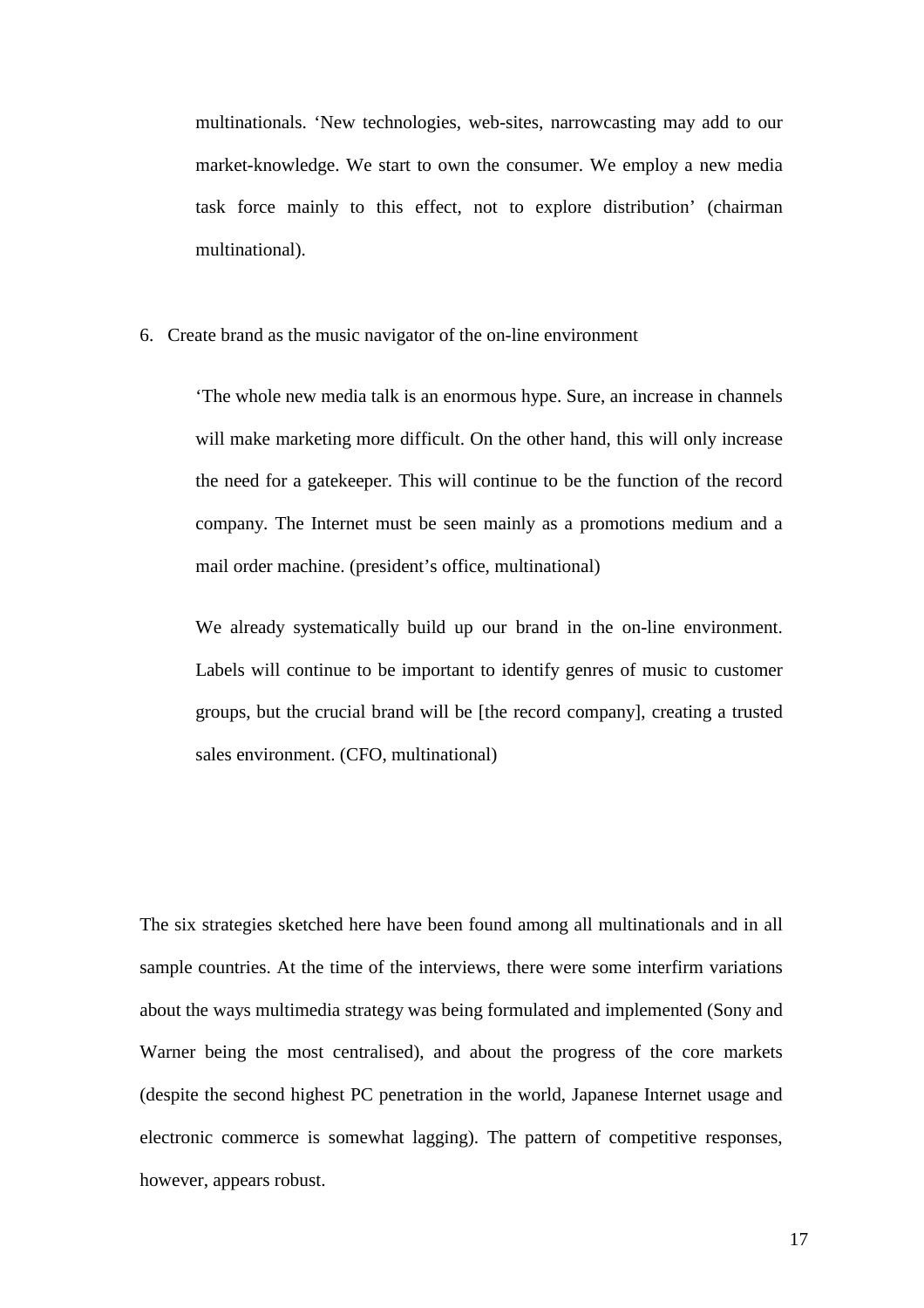multinationals. ‘New technologies, web-sites, narrowcasting may add to our market-knowledge. We start to own the consumer. We employ a new media task force mainly to this effect, not to explore distribution’ (chairman multinational).

6. Create brand as the music navigator of the on-line environment

> ‘The whole new media talk is an enormous hype. Sure, an increase in channels will make marketing more difficult. On the other hand, this will only increase the need for a gatekeeper. This will continue to be the function of the record company. The Internet must be seen mainly as a promotions medium and a mail order machine. (president’s office, multinational)
>
> We already systematically build up our brand in the on-line environment. Labels will continue to be important to identify genres of music to customer groups, but the crucial brand will be [the record company], creating a trusted sales environment. (CFO, multinational)

The six strategies sketched here have been found among all multinationals and in all sample countries. At the time of the interviews, there were some interfirm variations about the ways multimedia strategy was being formulated and implemented (Sony and Warner being the most centralised), and about the progress of the core markets (despite the second highest PC penetration in the world, Japanese Internet usage and electronic commerce is somewhat lagging). The pattern of competitive responses, however, appears robust.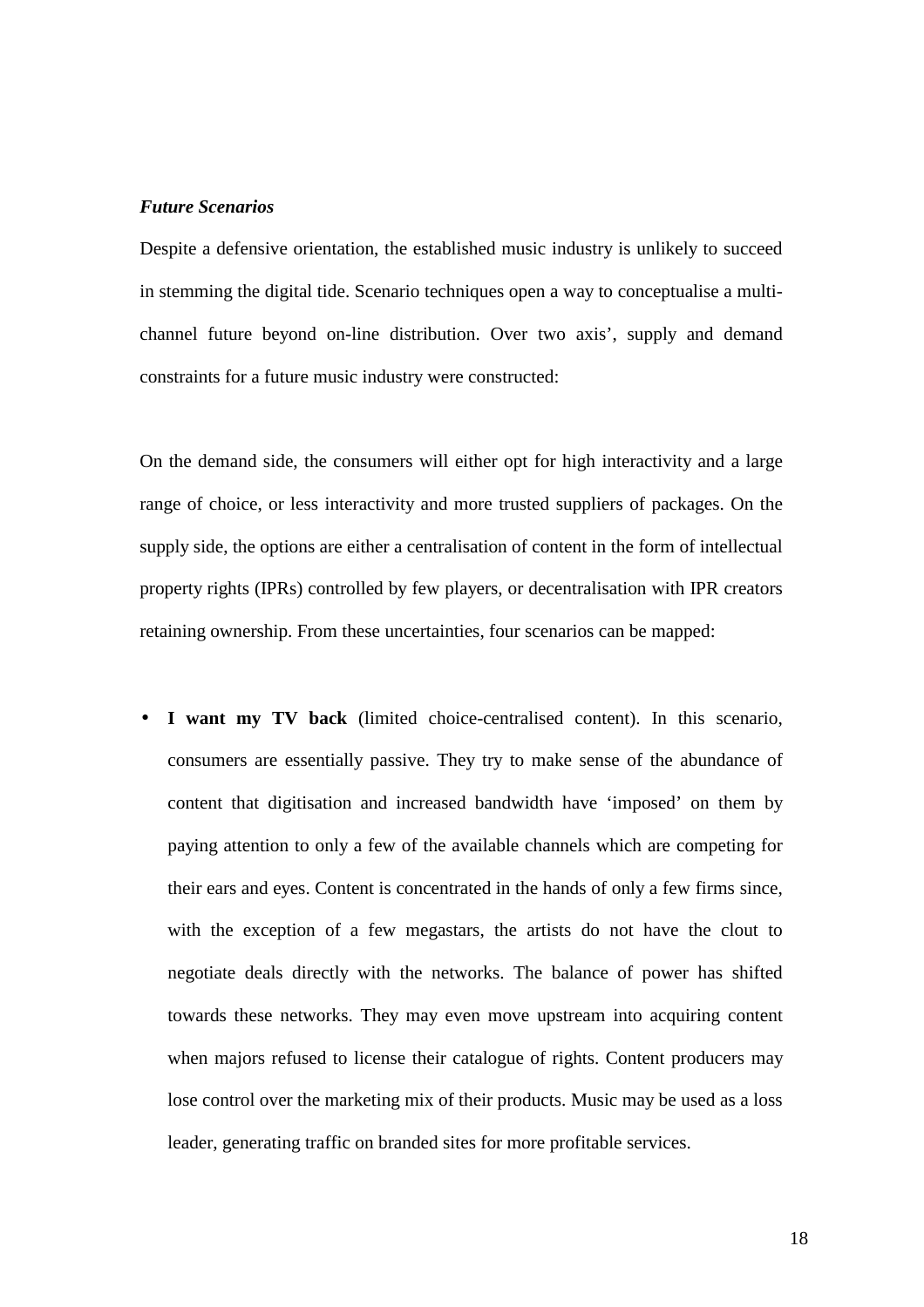***Future Scenarios***

Despite a defensive orientation, the established music industry is unlikely to succeed in stemming the digital tide. Scenario techniques open a way to conceptualise a multi-channel future beyond on-line distribution. Over two axis', supply and demand constraints for a future music industry were constructed:

On the demand side, the consumers will either opt for high interactivity and a large range of choice, or less interactivity and more trusted suppliers of packages. On the supply side, the options are either a centralisation of content in the form of intellectual property rights (IPRs) controlled by few players, or decentralisation with IPR creators retaining ownership. From these uncertainties, four scenarios can be mapped:

- **I want my TV back** (limited choice-centralised content). In this scenario, consumers are essentially passive. They try to make sense of the abundance of content that digitisation and increased bandwidth have 'imposed' on them by paying attention to only a few of the available channels which are competing for their ears and eyes. Content is concentrated in the hands of only a few firms since, with the exception of a few megastars, the artists do not have the clout to negotiate deals directly with the networks. The balance of power has shifted towards these networks. They may even move upstream into acquiring content when majors refused to license their catalogue of rights. Content producers may lose control over the marketing mix of their products. Music may be used as a loss leader, generating traffic on branded sites for more profitable services.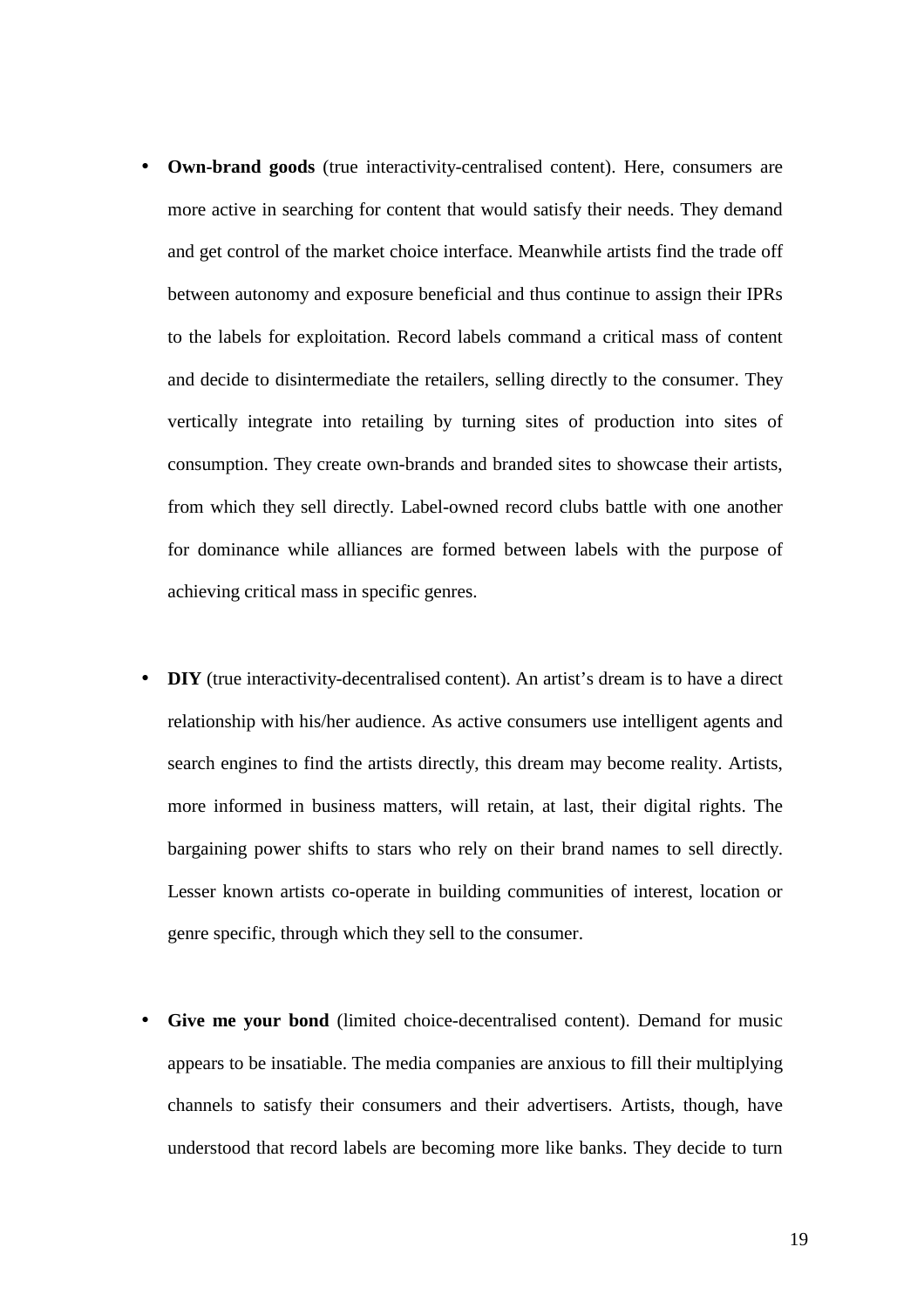- **Own-brand goods** (true interactivity-centralised content). Here, consumers are more active in searching for content that would satisfy their needs. They demand and get control of the market choice interface. Meanwhile artists find the trade off between autonomy and exposure beneficial and thus continue to assign their IPRs to the labels for exploitation. Record labels command a critical mass of content and decide to disintermediate the retailers, selling directly to the consumer. They vertically integrate into retailing by turning sites of production into sites of consumption. They create own-brands and branded sites to showcase their artists, from which they sell directly. Label-owned record clubs battle with one another for dominance while alliances are formed between labels with the purpose of achieving critical mass in specific genres.

- **DIY** (true interactivity-decentralised content). An artist's dream is to have a direct relationship with his/her audience. As active consumers use intelligent agents and search engines to find the artists directly, this dream may become reality. Artists, more informed in business matters, will retain, at last, their digital rights. The bargaining power shifts to stars who rely on their brand names to sell directly. Lesser known artists co-operate in building communities of interest, location or genre specific, through which they sell to the consumer.

- **Give me your bond** (limited choice-decentralised content). Demand for music appears to be insatiable. The media companies are anxious to fill their multiplying channels to satisfy their consumers and their advertisers. Artists, though, have understood that record labels are becoming more like banks. They decide to turn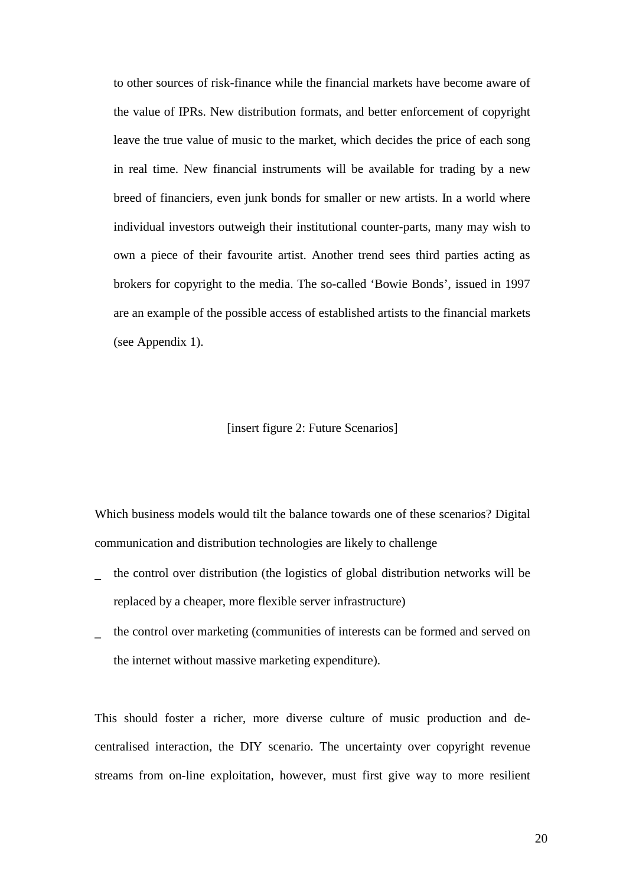to other sources of risk-finance while the financial markets have become aware of the value of IPRs. New distribution formats, and better enforcement of copyright leave the true value of music to the market, which decides the price of each song in real time. New financial instruments will be available for trading by a new breed of financiers, even junk bonds for smaller or new artists. In a world where individual investors outweigh their institutional counter-parts, many may wish to own a piece of their favourite artist. Another trend sees third parties acting as brokers for copyright to the media. The so-called 'Bowie Bonds', issued in 1997 are an example of the possible access of established artists to the financial markets (see Appendix 1).

[insert figure 2: Future Scenarios]

Which business models would tilt the balance towards one of these scenarios? Digital communication and distribution technologies are likely to challenge

- the control over distribution (the logistics of global distribution networks will be replaced by a cheaper, more flexible server infrastructure)
- the control over marketing (communities of interests can be formed and served on the internet without massive marketing expenditure).

This should foster a richer, more diverse culture of music production and de-centralised interaction, the DIY scenario. The uncertainty over copyright revenue streams from on-line exploitation, however, must first give way to more resilient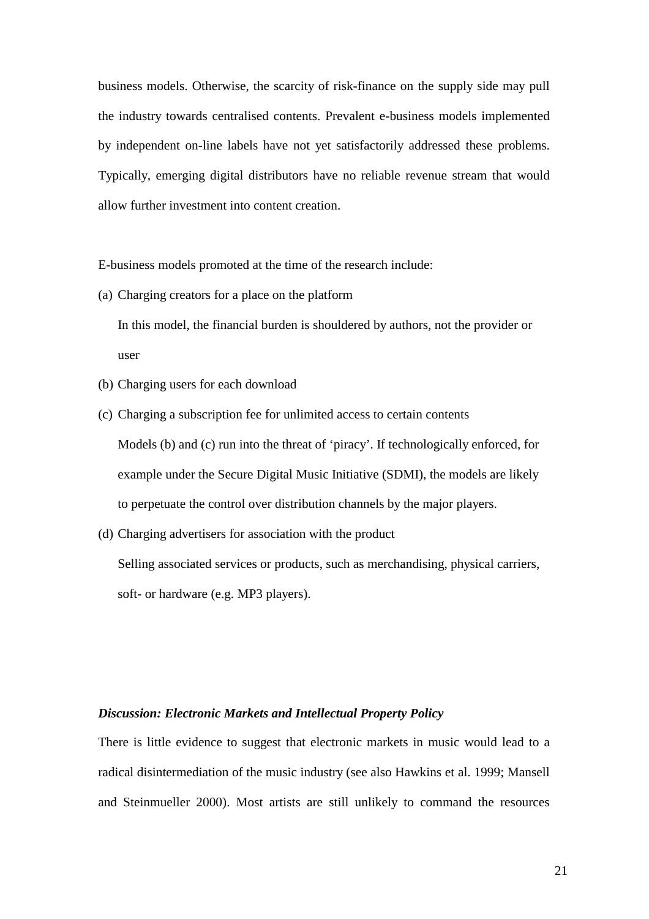business models. Otherwise, the scarcity of risk-finance on the supply side may pull the industry towards centralised contents. Prevalent e-business models implemented by independent on-line labels have not yet satisfactorily addressed these problems. Typically, emerging digital distributors have no reliable revenue stream that would allow further investment into content creation.

E-business models promoted at the time of the research include:

(a) Charging creators for a place on the platform

    In this model, the financial burden is shouldered by authors, not the provider or user

(b) Charging users for each download

(c) Charging a subscription fee for unlimited access to certain contents

    Models (b) and (c) run into the threat of 'piracy'. If technologically enforced, for example under the Secure Digital Music Initiative (SDMI), the models are likely to perpetuate the control over distribution channels by the major players.

(d) Charging advertisers for association with the product

    Selling associated services or products, such as merchandising, physical carriers, soft- or hardware (e.g. MP3 players).

### *Discussion: Electronic Markets and Intellectual Property Policy*

There is little evidence to suggest that electronic markets in music would lead to a radical disintermediation of the music industry (see also Hawkins et al. 1999; Mansell and Steinmueller 2000). Most artists are still unlikely to command the resources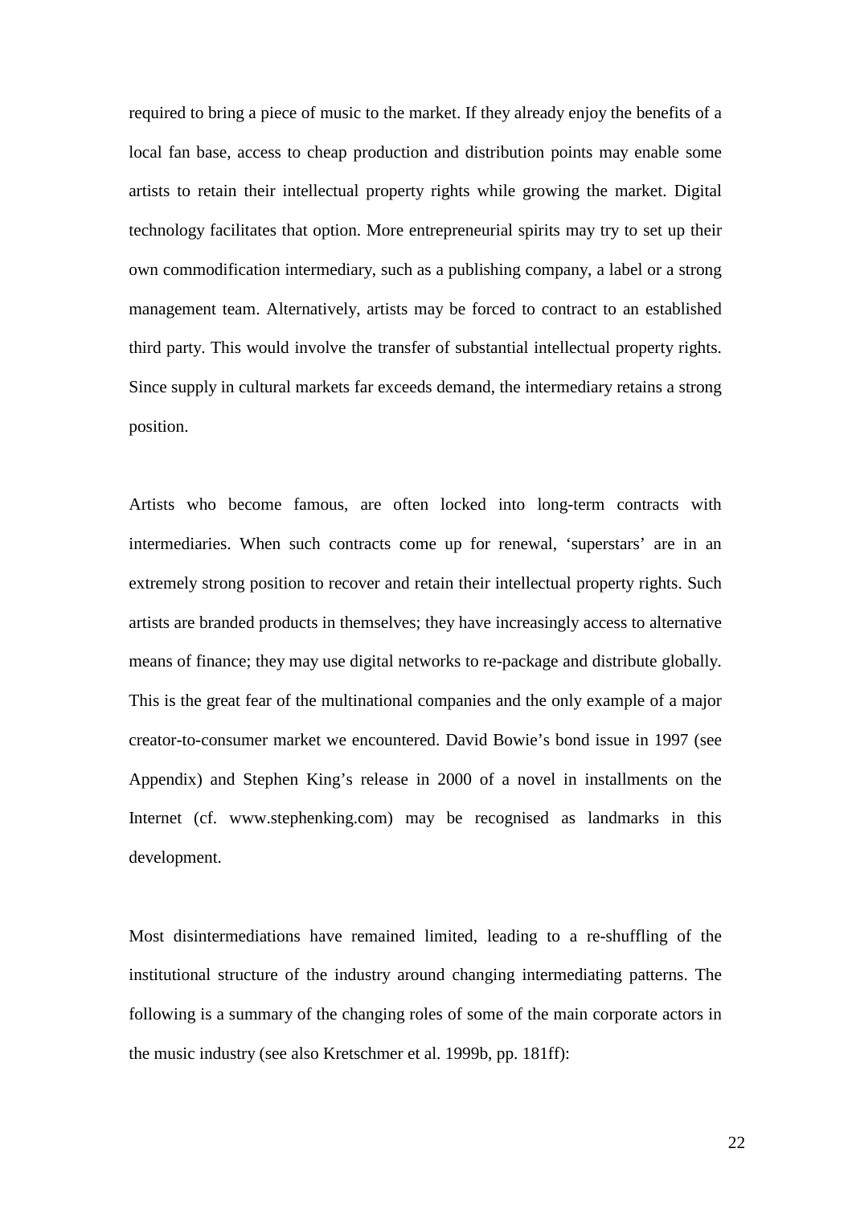required to bring a piece of music to the market. If they already enjoy the benefits of a local fan base, access to cheap production and distribution points may enable some artists to retain their intellectual property rights while growing the market. Digital technology facilitates that option. More entrepreneurial spirits may try to set up their own commodification intermediary, such as a publishing company, a label or a strong management team. Alternatively, artists may be forced to contract to an established third party. This would involve the transfer of substantial intellectual property rights. Since supply in cultural markets far exceeds demand, the intermediary retains a strong position.

Artists who become famous, are often locked into long-term contracts with intermediaries. When such contracts come up for renewal, 'superstars' are in an extremely strong position to recover and retain their intellectual property rights. Such artists are branded products in themselves; they have increasingly access to alternative means of finance; they may use digital networks to re-package and distribute globally. This is the great fear of the multinational companies and the only example of a major creator-to-consumer market we encountered. David Bowie's bond issue in 1997 (see Appendix) and Stephen King's release in 2000 of a novel in installments on the Internet (cf. www.stephenking.com) may be recognised as landmarks in this development.

Most disintermediations have remained limited, leading to a re-shuffling of the institutional structure of the industry around changing intermediating patterns. The following is a summary of the changing roles of some of the main corporate actors in the music industry (see also Kretschmer et al. 1999b, pp. 181ff):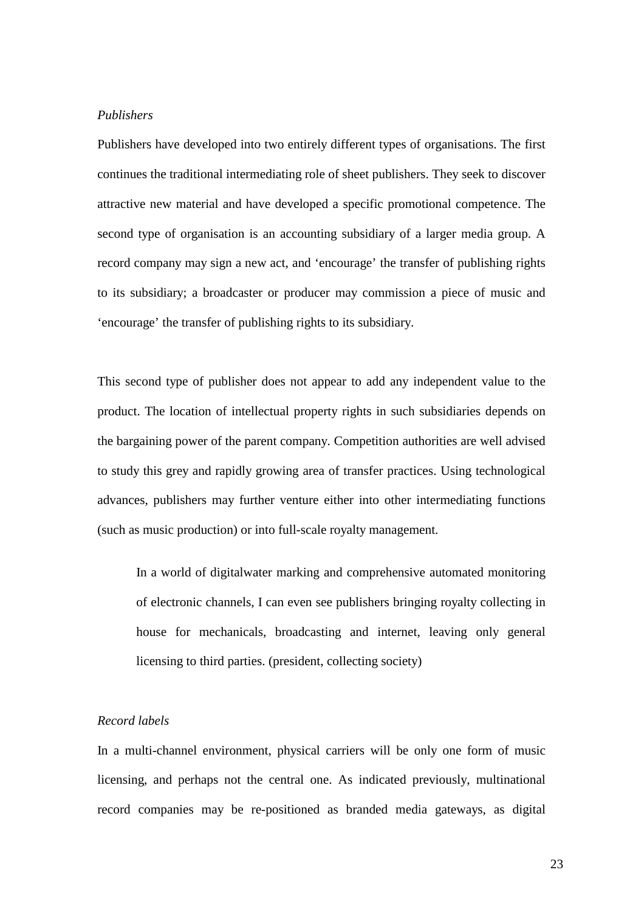*Publishers*

Publishers have developed into two entirely different types of organisations. The first continues the traditional intermediating role of sheet publishers. They seek to discover attractive new material and have developed a specific promotional competence. The second type of organisation is an accounting subsidiary of a larger media group. A record company may sign a new act, and 'encourage' the transfer of publishing rights to its subsidiary; a broadcaster or producer may commission a piece of music and 'encourage' the transfer of publishing rights to its subsidiary.

This second type of publisher does not appear to add any independent value to the product. The location of intellectual property rights in such subsidiaries depends on the bargaining power of the parent company. Competition authorities are well advised to study this grey and rapidly growing area of transfer practices. Using technological advances, publishers may further venture either into other intermediating functions (such as music production) or into full-scale royalty management.

> In a world of digitalwater marking and comprehensive automated monitoring of electronic channels, I can even see publishers bringing royalty collecting in house for mechanicals, broadcasting and internet, leaving only general licensing to third parties. (president, collecting society)

*Record labels*

In a multi-channel environment, physical carriers will be only one form of music licensing, and perhaps not the central one. As indicated previously, multinational record companies may be re-positioned as branded media gateways, as digital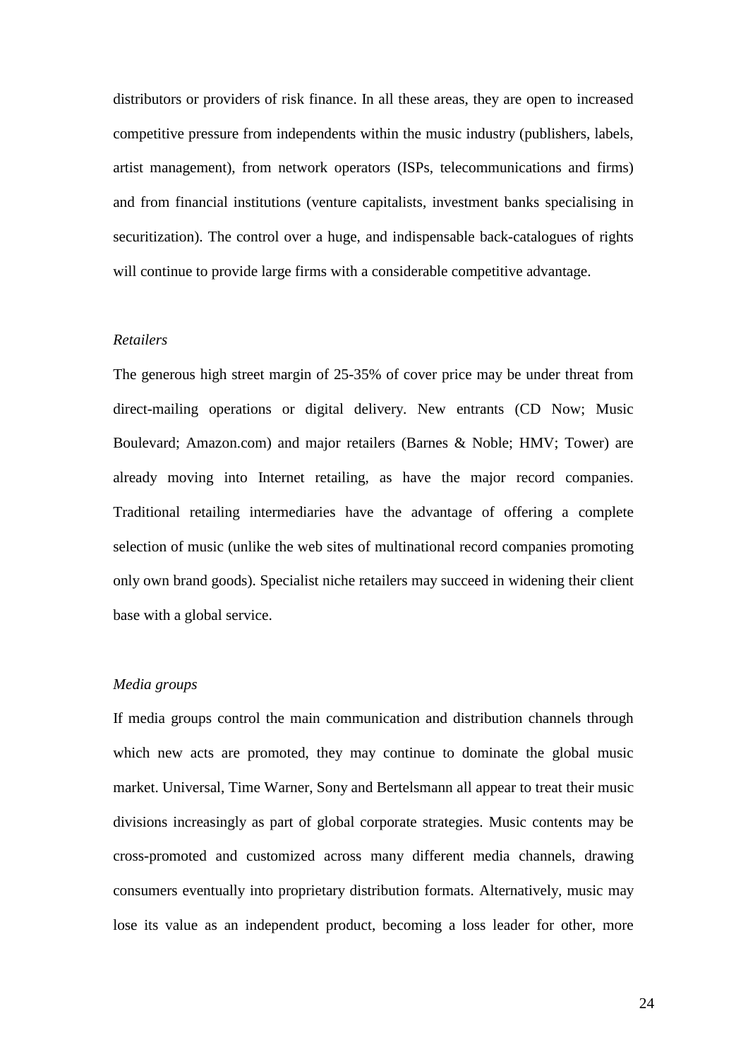distributors or providers of risk finance. In all these areas, they are open to increased competitive pressure from independents within the music industry (publishers, labels, artist management), from network operators (ISPs, telecommunications and firms) and from financial institutions (venture capitalists, investment banks specialising in securitization). The control over a huge, and indispensable back-catalogues of rights will continue to provide large firms with a considerable competitive advantage.

*Retailers*

The generous high street margin of 25-35% of cover price may be under threat from direct-mailing operations or digital delivery. New entrants (CD Now; Music Boulevard; Amazon.com) and major retailers (Barnes & Noble; HMV; Tower) are already moving into Internet retailing, as have the major record companies. Traditional retailing intermediaries have the advantage of offering a complete selection of music (unlike the web sites of multinational record companies promoting only own brand goods). Specialist niche retailers may succeed in widening their client base with a global service.

*Media groups*

If media groups control the main communication and distribution channels through which new acts are promoted, they may continue to dominate the global music market. Universal, Time Warner, Sony and Bertelsmann all appear to treat their music divisions increasingly as part of global corporate strategies. Music contents may be cross-promoted and customized across many different media channels, drawing consumers eventually into proprietary distribution formats. Alternatively, music may lose its value as an independent product, becoming a loss leader for other, more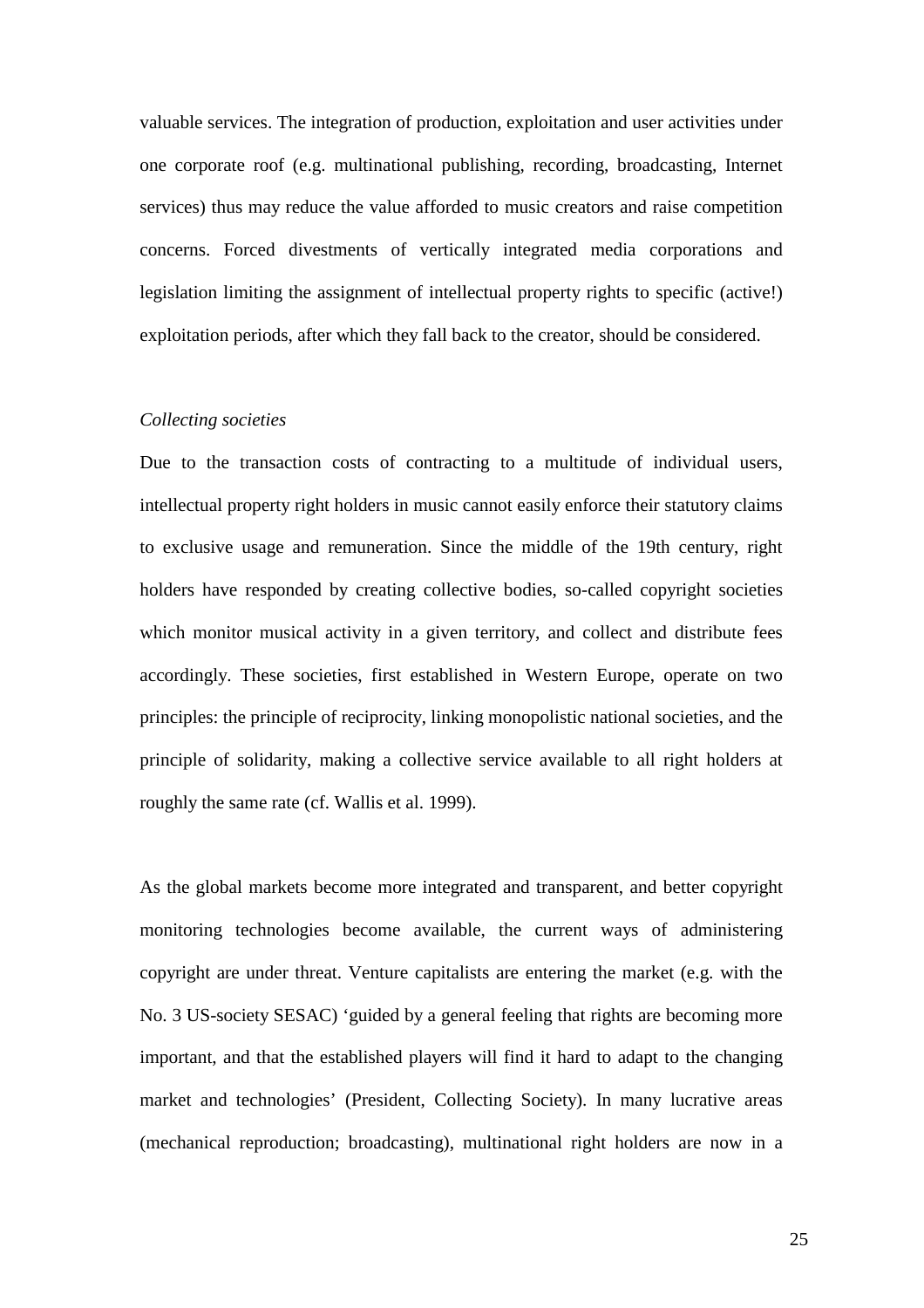valuable services. The integration of production, exploitation and user activities under one corporate roof (e.g. multinational publishing, recording, broadcasting, Internet services) thus may reduce the value afforded to music creators and raise competition concerns. Forced divestments of vertically integrated media corporations and legislation limiting the assignment of intellectual property rights to specific (active!) exploitation periods, after which they fall back to the creator, should be considered.

*Collecting societies*

Due to the transaction costs of contracting to a multitude of individual users, intellectual property right holders in music cannot easily enforce their statutory claims to exclusive usage and remuneration. Since the middle of the 19th century, right holders have responded by creating collective bodies, so-called copyright societies which monitor musical activity in a given territory, and collect and distribute fees accordingly. These societies, first established in Western Europe, operate on two principles: the principle of reciprocity, linking monopolistic national societies, and the principle of solidarity, making a collective service available to all right holders at roughly the same rate (cf. Wallis et al. 1999).

As the global markets become more integrated and transparent, and better copyright monitoring technologies become available, the current ways of administering copyright are under threat. Venture capitalists are entering the market (e.g. with the No. 3 US-society SESAC) 'guided by a general feeling that rights are becoming more important, and that the established players will find it hard to adapt to the changing market and technologies' (President, Collecting Society). In many lucrative areas (mechanical reproduction; broadcasting), multinational right holders are now in a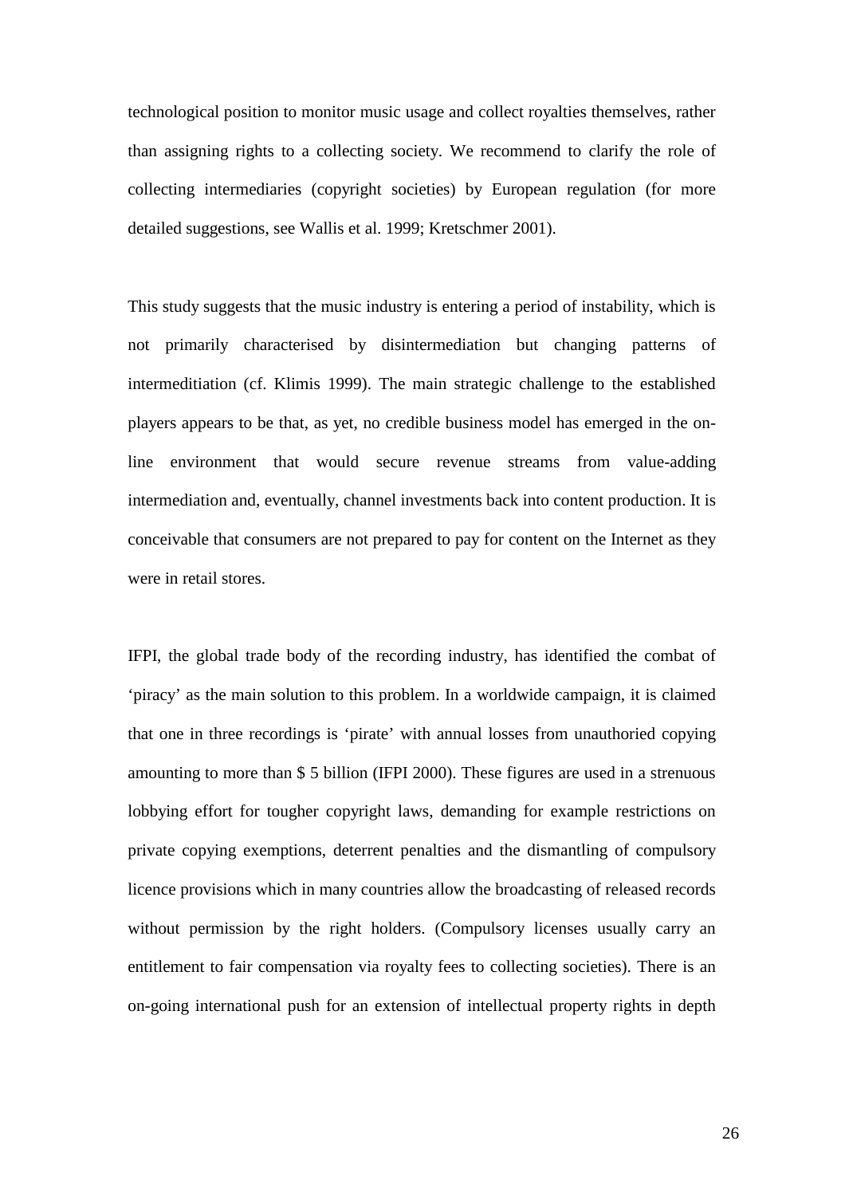technological position to monitor music usage and collect royalties themselves, rather than assigning rights to a collecting society. We recommend to clarify the role of collecting intermediaries (copyright societies) by European regulation (for more detailed suggestions, see Wallis et al. 1999; Kretschmer 2001).

This study suggests that the music industry is entering a period of instability, which is not primarily characterised by disintermediation but changing patterns of intermeditiation (cf. Klimis 1999). The main strategic challenge to the established players appears to be that, as yet, no credible business model has emerged in the on-line environment that would secure revenue streams from value-adding intermediation and, eventually, channel investments back into content production. It is conceivable that consumers are not prepared to pay for content on the Internet as they were in retail stores.

IFPI, the global trade body of the recording industry, has identified the combat of 'piracy' as the main solution to this problem. In a worldwide campaign, it is claimed that one in three recordings is 'pirate' with annual losses from unauthoried copying amounting to more than $ 5 billion (IFPI 2000). These figures are used in a strenuous lobbying effort for tougher copyright laws, demanding for example restrictions on private copying exemptions, deterrent penalties and the dismantling of compulsory licence provisions which in many countries allow the broadcasting of released records without permission by the right holders. (Compulsory licenses usually carry an entitlement to fair compensation via royalty fees to collecting societies). There is an on-going international push for an extension of intellectual property rights in depth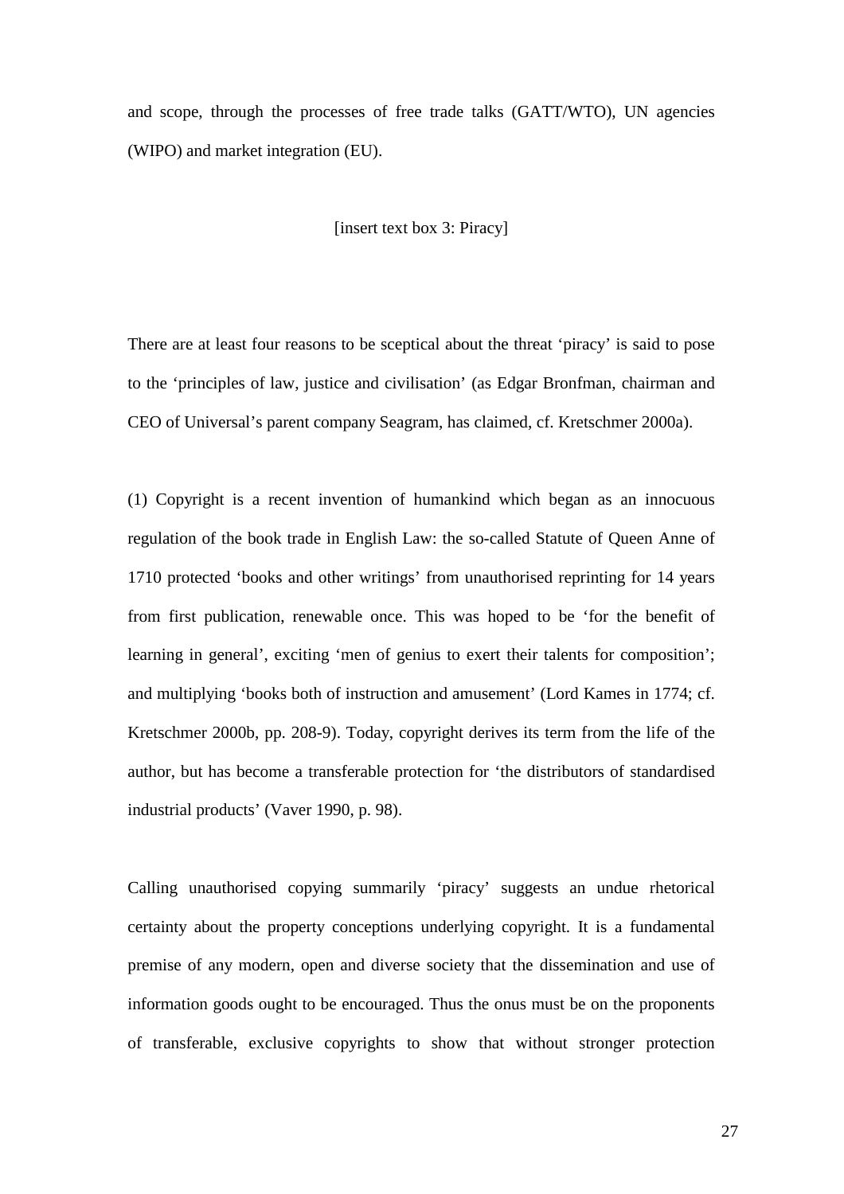and scope, through the processes of free trade talks (GATT/WTO), UN agencies (WIPO) and market integration (EU).

[insert text box 3: Piracy]

There are at least four reasons to be sceptical about the threat 'piracy' is said to pose to the 'principles of law, justice and civilisation' (as Edgar Bronfman, chairman and CEO of Universal's parent company Seagram, has claimed, cf. Kretschmer 2000a).

(1) Copyright is a recent invention of humankind which began as an innocuous regulation of the book trade in English Law: the so-called Statute of Queen Anne of 1710 protected 'books and other writings' from unauthorised reprinting for 14 years from first publication, renewable once. This was hoped to be 'for the benefit of learning in general', exciting 'men of genius to exert their talents for composition'; and multiplying 'books both of instruction and amusement' (Lord Kames in 1774; cf. Kretschmer 2000b, pp. 208-9). Today, copyright derives its term from the life of the author, but has become a transferable protection for 'the distributors of standardised industrial products' (Vaver 1990, p. 98).

Calling unauthorised copying summarily 'piracy' suggests an undue rhetorical certainty about the property conceptions underlying copyright. It is a fundamental premise of any modern, open and diverse society that the dissemination and use of information goods ought to be encouraged. Thus the onus must be on the proponents of transferable, exclusive copyrights to show that without stronger protection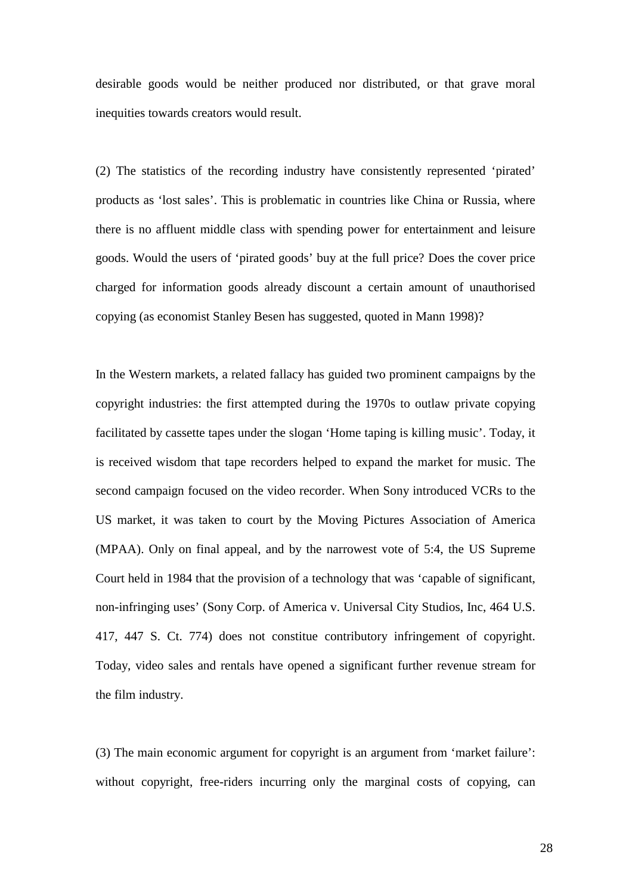desirable goods would be neither produced nor distributed, or that grave moral inequities towards creators would result.

(2) The statistics of the recording industry have consistently represented 'pirated' products as 'lost sales'. This is problematic in countries like China or Russia, where there is no affluent middle class with spending power for entertainment and leisure goods. Would the users of 'pirated goods' buy at the full price? Does the cover price charged for information goods already discount a certain amount of unauthorised copying (as economist Stanley Besen has suggested, quoted in Mann 1998)?

In the Western markets, a related fallacy has guided two prominent campaigns by the copyright industries: the first attempted during the 1970s to outlaw private copying facilitated by cassette tapes under the slogan 'Home taping is killing music'. Today, it is received wisdom that tape recorders helped to expand the market for music. The second campaign focused on the video recorder. When Sony introduced VCRs to the US market, it was taken to court by the Moving Pictures Association of America (MPAA). Only on final appeal, and by the narrowest vote of 5:4, the US Supreme Court held in 1984 that the provision of a technology that was 'capable of significant, non-infringing uses' (Sony Corp. of America v. Universal City Studios, Inc, 464 U.S. 417, 447 S. Ct. 774) does not constitue contributory infringement of copyright. Today, video sales and rentals have opened a significant further revenue stream for the film industry.

(3) The main economic argument for copyright is an argument from 'market failure': without copyright, free-riders incurring only the marginal costs of copying, can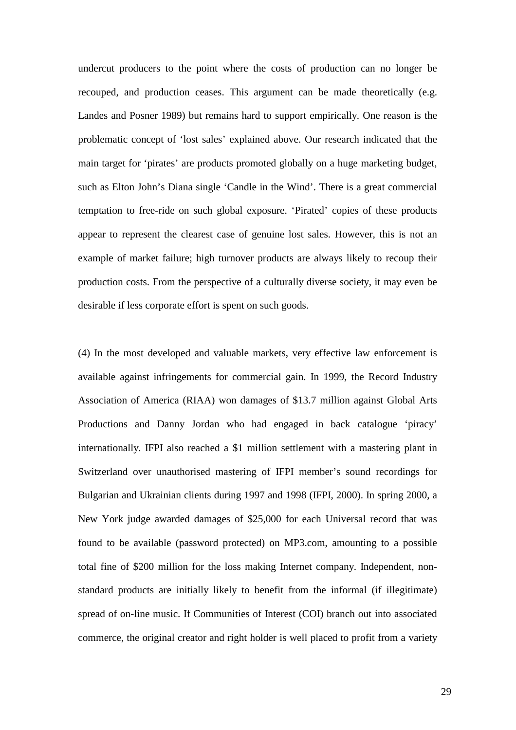undercut producers to the point where the costs of production can no longer be recouped, and production ceases. This argument can be made theoretically (e.g. Landes and Posner 1989) but remains hard to support empirically. One reason is the problematic concept of 'lost sales' explained above. Our research indicated that the main target for 'pirates' are products promoted globally on a huge marketing budget, such as Elton John's Diana single 'Candle in the Wind'. There is a great commercial temptation to free-ride on such global exposure. 'Pirated' copies of these products appear to represent the clearest case of genuine lost sales. However, this is not an example of market failure; high turnover products are always likely to recoup their production costs. From the perspective of a culturally diverse society, it may even be desirable if less corporate effort is spent on such goods.

(4) In the most developed and valuable markets, very effective law enforcement is available against infringements for commercial gain. In 1999, the Record Industry Association of America (RIAA) won damages of $13.7 million against Global Arts Productions and Danny Jordan who had engaged in back catalogue 'piracy' internationally. IFPI also reached a $1 million settlement with a mastering plant in Switzerland over unauthorised mastering of IFPI member's sound recordings for Bulgarian and Ukrainian clients during 1997 and 1998 (IFPI, 2000). In spring 2000, a New York judge awarded damages of $25,000 for each Universal record that was found to be available (password protected) on MP3.com, amounting to a possible total fine of $200 million for the loss making Internet company. Independent, non-standard products are initially likely to benefit from the informal (if illegitimate) spread of on-line music. If Communities of Interest (COI) branch out into associated commerce, the original creator and right holder is well placed to profit from a variety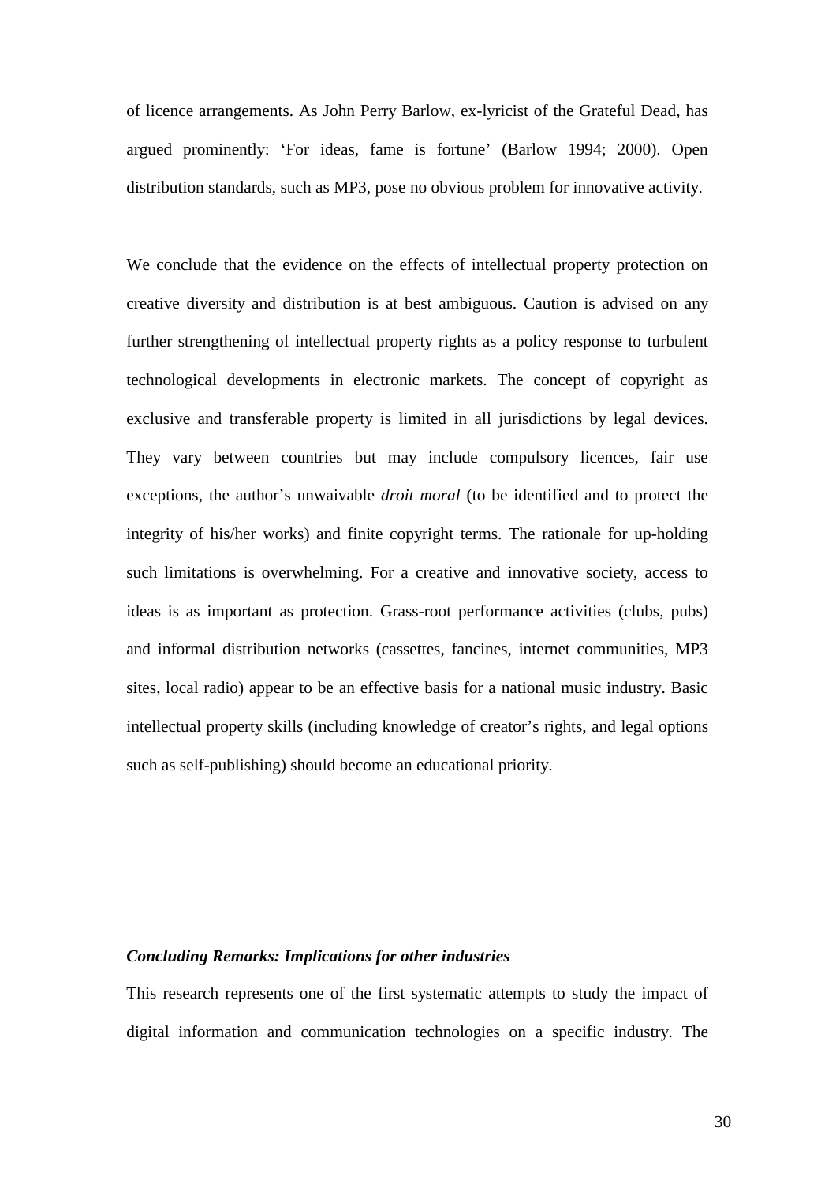of licence arrangements. As John Perry Barlow, ex-lyricist of the Grateful Dead, has argued prominently: 'For ideas, fame is fortune' (Barlow 1994; 2000). Open distribution standards, such as MP3, pose no obvious problem for innovative activity.

We conclude that the evidence on the effects of intellectual property protection on creative diversity and distribution is at best ambiguous. Caution is advised on any further strengthening of intellectual property rights as a policy response to turbulent technological developments in electronic markets. The concept of copyright as exclusive and transferable property is limited in all jurisdictions by legal devices. They vary between countries but may include compulsory licences, fair use exceptions, the author's unwaivable *droit moral* (to be identified and to protect the integrity of his/her works) and finite copyright terms. The rationale for up-holding such limitations is overwhelming. For a creative and innovative society, access to ideas is as important as protection. Grass-root performance activities (clubs, pubs) and informal distribution networks (cassettes, fancines, internet communities, MP3 sites, local radio) appear to be an effective basis for a national music industry. Basic intellectual property skills (including knowledge of creator's rights, and legal options such as self-publishing) should become an educational priority.

***Concluding Remarks: Implications for other industries***

This research represents one of the first systematic attempts to study the impact of digital information and communication technologies on a specific industry. The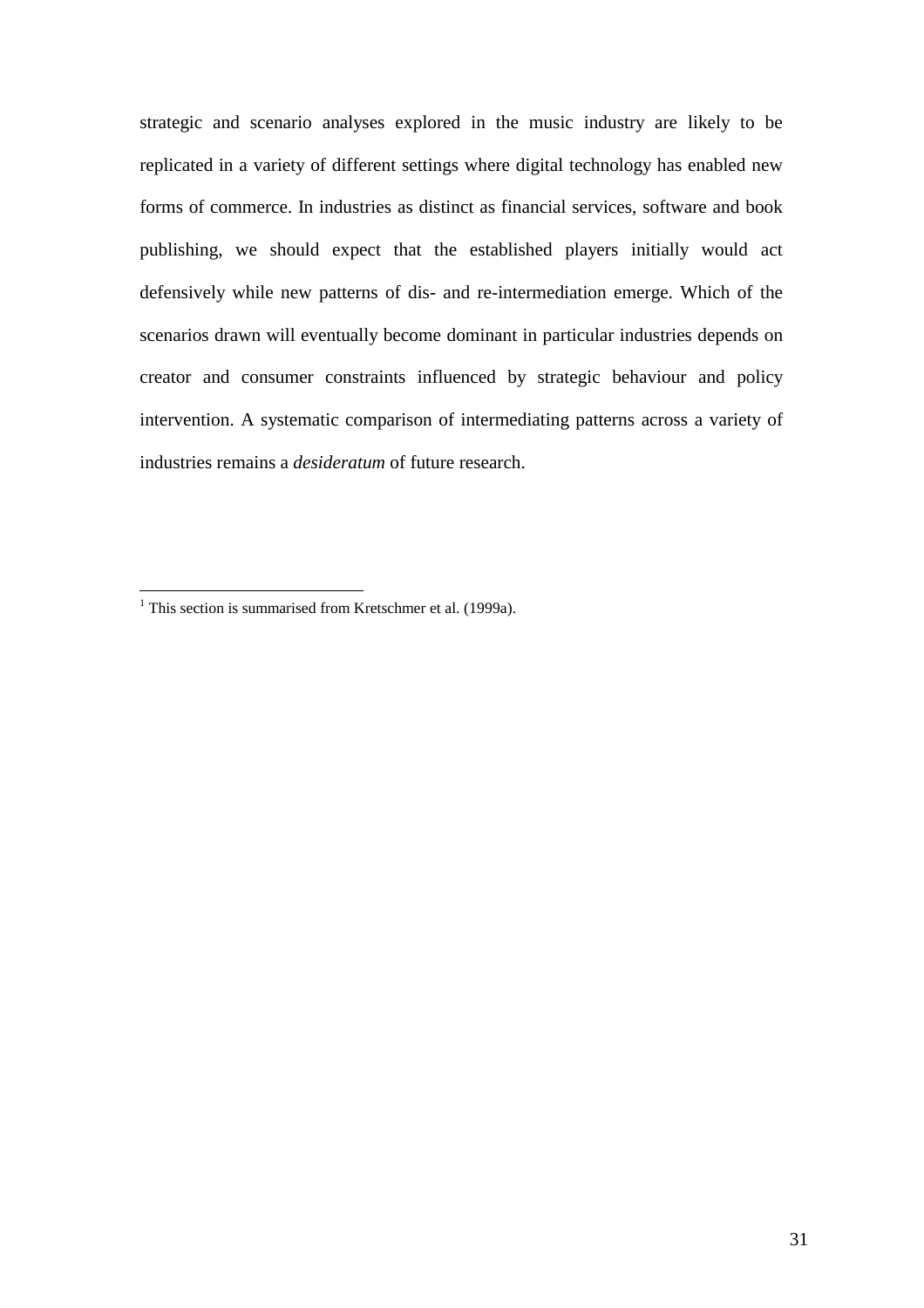strategic and scenario analyses explored in the music industry are likely to be replicated in a variety of different settings where digital technology has enabled new forms of commerce. In industries as distinct as financial services, software and book publishing, we should expect that the established players initially would act defensively while new patterns of dis- and re-intermediation emerge. Which of the scenarios drawn will eventually become dominant in particular industries depends on creator and consumer constraints influenced by strategic behaviour and policy intervention. A systematic comparison of intermediating patterns across a variety of industries remains a *desideratum* of future research.

---

[1] This section is summarised from Kretschmer et al. (1999a).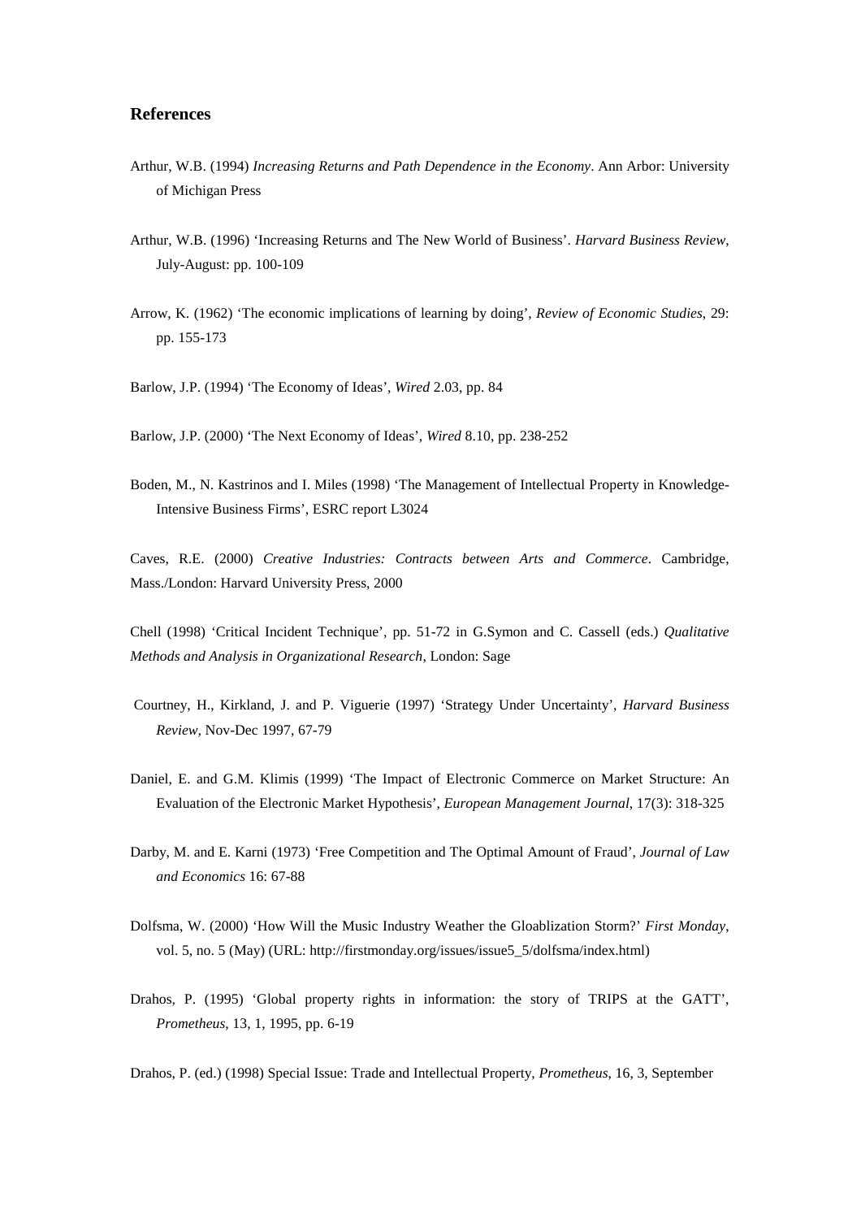## References

Arthur, W.B. (1994) *Increasing Returns and Path Dependence in the Economy*. Ann Arbor: University of Michigan Press

Arthur, W.B. (1996) 'Increasing Returns and The New World of Business'. *Harvard Business Review,* July-August: pp. 100-109

Arrow, K. (1962) 'The economic implications of learning by doing', *Review of Economic Studies*, 29: pp. 155-173

Barlow, J.P. (1994) 'The Economy of Ideas', *Wired* 2.03, pp. 84

Barlow, J.P. (2000) 'The Next Economy of Ideas', *Wired* 8.10, pp. 238-252

Boden, M., N. Kastrinos and I. Miles (1998) 'The Management of Intellectual Property in Knowledge-Intensive Business Firms', ESRC report L3024

Caves, R.E. (2000) *Creative Industries: Contracts between Arts and Commerce*. Cambridge, Mass./London: Harvard University Press, 2000

Chell (1998) 'Critical Incident Technique', pp. 51-72 in G.Symon and C. Cassell (eds.) *Qualitative Methods and Analysis in Organizational Research*, London: Sage

Courtney, H., Kirkland, J. and P. Viguerie (1997) 'Strategy Under Uncertainty', *Harvard Business Review,* Nov-Dec 1997, 67-79

Daniel, E. and G.M. Klimis (1999) 'The Impact of Electronic Commerce on Market Structure: An Evaluation of the Electronic Market Hypothesis', *European Management Journal*, 17(3): 318-325

Darby, M. and E. Karni (1973) 'Free Competition and The Optimal Amount of Fraud', *Journal of Law and Economics* 16: 67-88

Dolfsma, W. (2000) 'How Will the Music Industry Weather the Gloablization Storm?' *First Monday*, vol. 5, no. 5 (May) (URL: http://firstmonday.org/issues/issue5_5/dolfsma/index.html)

Drahos, P. (1995) 'Global property rights in information: the story of TRIPS at the GATT', *Prometheus*, 13, 1, 1995, pp. 6-19

Drahos, P. (ed.) (1998) Special Issue: Trade and Intellectual Property, *Prometheus*, 16, 3, September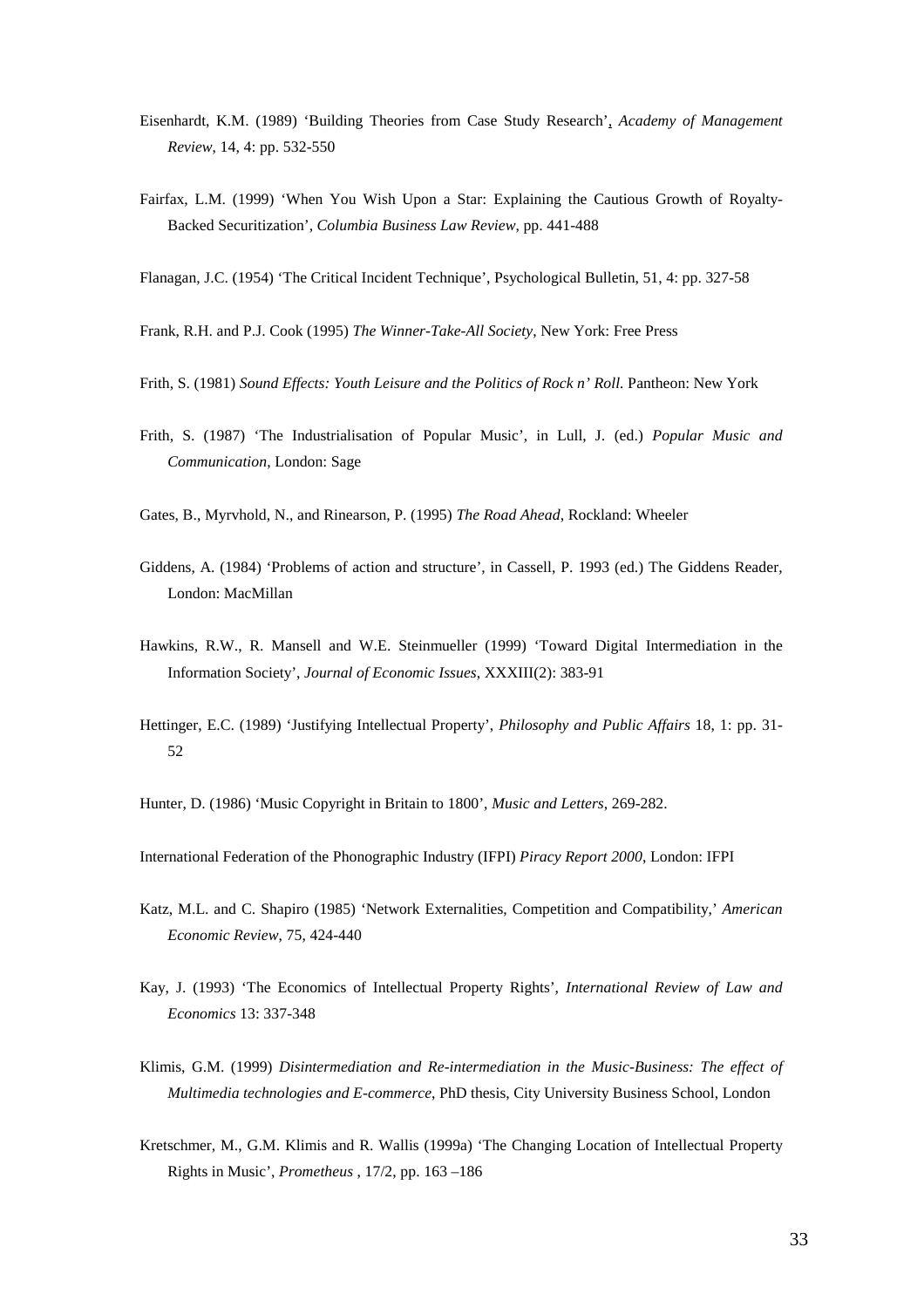Eisenhardt, K.M. (1989) 'Building Theories from Case Study Research', *Academy of Management Review*, 14, 4: pp. 532-550

Fairfax, L.M. (1999) 'When You Wish Upon a Star: Explaining the Cautious Growth of Royalty-Backed Securitization', *Columbia Business Law Review*, pp. 441-488

Flanagan, J.C. (1954) 'The Critical Incident Technique', Psychological Bulletin, 51, 4: pp. 327-58

Frank, R.H. and P.J. Cook (1995) *The Winner-Take-All Society*, New York: Free Press

Frith, S. (1981) *Sound Effects: Youth Leisure and the Politics of Rock n' Roll.* Pantheon: New York

Frith, S. (1987) 'The Industrialisation of Popular Music', in Lull, J. (ed.) *Popular Music and Communication*, London: Sage

Gates, B., Myrvhold, N., and Rinearson, P. (1995) *The Road Ahead*, Rockland: Wheeler

Giddens, A. (1984) 'Problems of action and structure', in Cassell, P. 1993 (ed.) The Giddens Reader, London: MacMillan

Hawkins, R.W., R. Mansell and W.E. Steinmueller (1999) 'Toward Digital Intermediation in the Information Society', *Journal of Economic Issues*, XXXIII(2): 383-91

Hettinger, E.C. (1989) 'Justifying Intellectual Property', *Philosophy and Public Affairs* 18, 1: pp. 31-52

Hunter, D. (1986) 'Music Copyright in Britain to 1800', *Music and Letters*, 269-282.

International Federation of the Phonographic Industry (IFPI) *Piracy Report 2000*, London: IFPI

Katz, M.L. and C. Shapiro (1985) 'Network Externalities, Competition and Compatibility,' *American Economic Review*, 75, 424-440

Kay, J. (1993) 'The Economics of Intellectual Property Rights', *International Review of Law and Economics* 13: 337-348

Klimis, G.M. (1999) *Disintermediation and Re-intermediation in the Music-Business: The effect of Multimedia technologies and E-commerce*, PhD thesis, City University Business School, London

Kretschmer, M., G.M. Klimis and R. Wallis (1999a) 'The Changing Location of Intellectual Property Rights in Music', *Prometheus* , 17/2, pp. 163 –186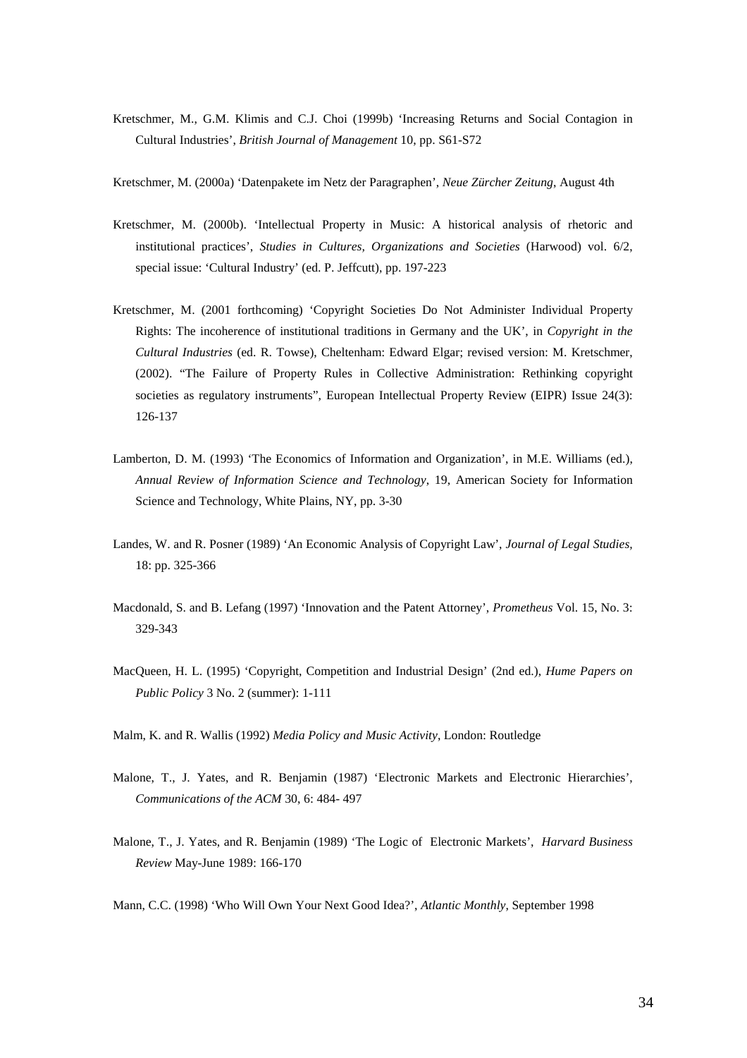Kretschmer, M., G.M. Klimis and C.J. Choi (1999b) 'Increasing Returns and Social Contagion in Cultural Industries', *British Journal of Management* 10, pp. S61-S72

Kretschmer, M. (2000a) 'Datenpakete im Netz der Paragraphen', *Neue Zürcher Zeitung*, August 4th

Kretschmer, M. (2000b). 'Intellectual Property in Music: A historical analysis of rhetoric and institutional practices', *Studies in Cultures, Organizations and Societies* (Harwood) vol. 6/2, special issue: 'Cultural Industry' (ed. P. Jeffcutt), pp. 197-223

Kretschmer, M. (2001 forthcoming) 'Copyright Societies Do Not Administer Individual Property Rights: The incoherence of institutional traditions in Germany and the UK', in *Copyright in the Cultural Industries* (ed. R. Towse), Cheltenham: Edward Elgar; revised version: M. Kretschmer, (2002). "The Failure of Property Rules in Collective Administration: Rethinking copyright societies as regulatory instruments", European Intellectual Property Review (EIPR) Issue 24(3): 126-137

Lamberton, D. M. (1993) 'The Economics of Information and Organization', in M.E. Williams (ed.), *Annual Review of Information Science and Technology*, 19, American Society for Information Science and Technology, White Plains, NY, pp. 3-30

Landes, W. and R. Posner (1989) 'An Economic Analysis of Copyright Law', *Journal of Legal Studies,* 18: pp. 325-366

Macdonald, S. and B. Lefang (1997) 'Innovation and the Patent Attorney', *Prometheus* Vol. 15, No. 3: 329-343

MacQueen, H. L. (1995) 'Copyright, Competition and Industrial Design' (2nd ed.), *Hume Papers on Public Policy* 3 No. 2 (summer): 1-111

Malm, K. and R. Wallis (1992) *Media Policy and Music Activity*, London: Routledge

Malone, T., J. Yates, and R. Benjamin (1987) 'Electronic Markets and Electronic Hierarchies', *Communications of the ACM* 30, 6: 484- 497

Malone, T., J. Yates, and R. Benjamin (1989) 'The Logic of Electronic Markets', *Harvard Business Review* May-June 1989: 166-170

Mann, C.C. (1998) 'Who Will Own Your Next Good Idea?', *Atlantic Monthly*, September 1998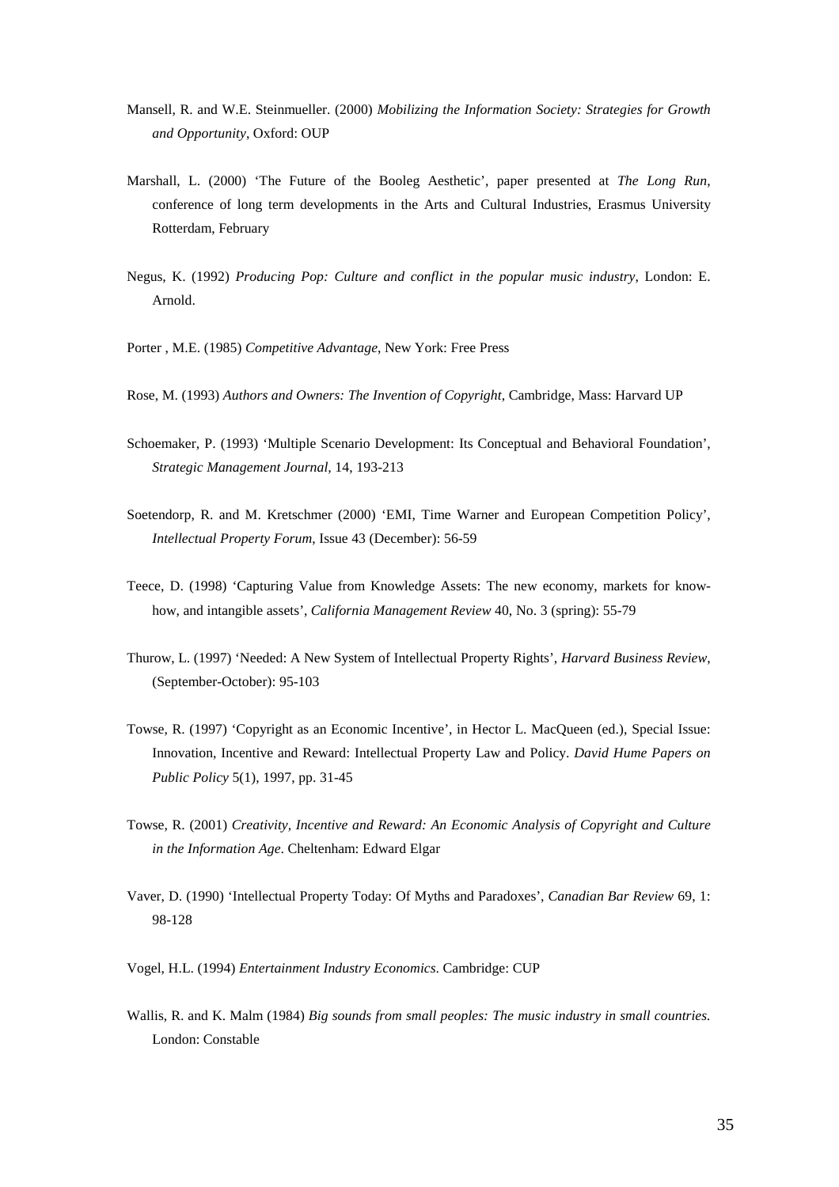Mansell, R. and W.E. Steinmueller. (2000) *Mobilizing the Information Society: Strategies for Growth and Opportunity*, Oxford: OUP

Marshall, L. (2000) 'The Future of the Booleg Aesthetic', paper presented at *The Long Run*, conference of long term developments in the Arts and Cultural Industries, Erasmus University Rotterdam, February

Negus, K. (1992) *Producing Pop: Culture and conflict in the popular music industry*, London: E. Arnold.

Porter , M.E. (1985) *Competitive Advantage*, New York: Free Press

Rose, M. (1993) *Authors and Owners: The Invention of Copyright*, Cambridge, Mass: Harvard UP

Schoemaker, P. (1993) 'Multiple Scenario Development: Its Conceptual and Behavioral Foundation', *Strategic Management Journal*, 14, 193-213

Soetendorp, R. and M. Kretschmer (2000) 'EMI, Time Warner and European Competition Policy', *Intellectual Property Forum*, Issue 43 (December): 56-59

Teece, D. (1998) 'Capturing Value from Knowledge Assets: The new economy, markets for know-how, and intangible assets', *California Management Review* 40, No. 3 (spring): 55-79

Thurow, L. (1997) 'Needed: A New System of Intellectual Property Rights', *Harvard Business Review*, (September-October): 95-103

Towse, R. (1997) 'Copyright as an Economic Incentive', in Hector L. MacQueen (ed.), Special Issue: Innovation, Incentive and Reward: Intellectual Property Law and Policy. *David Hume Papers on Public Policy* 5(1), 1997, pp. 31-45

Towse, R. (2001) *Creativity, Incentive and Reward: An Economic Analysis of Copyright and Culture in the Information Age*. Cheltenham: Edward Elgar

Vaver, D. (1990) 'Intellectual Property Today: Of Myths and Paradoxes', *Canadian Bar Review* 69, 1: 98-128

Vogel, H.L. (1994) *Entertainment Industry Economics*. Cambridge: CUP

Wallis, R. and K. Malm (1984) *Big sounds from small peoples: The music industry in small countries.* London: Constable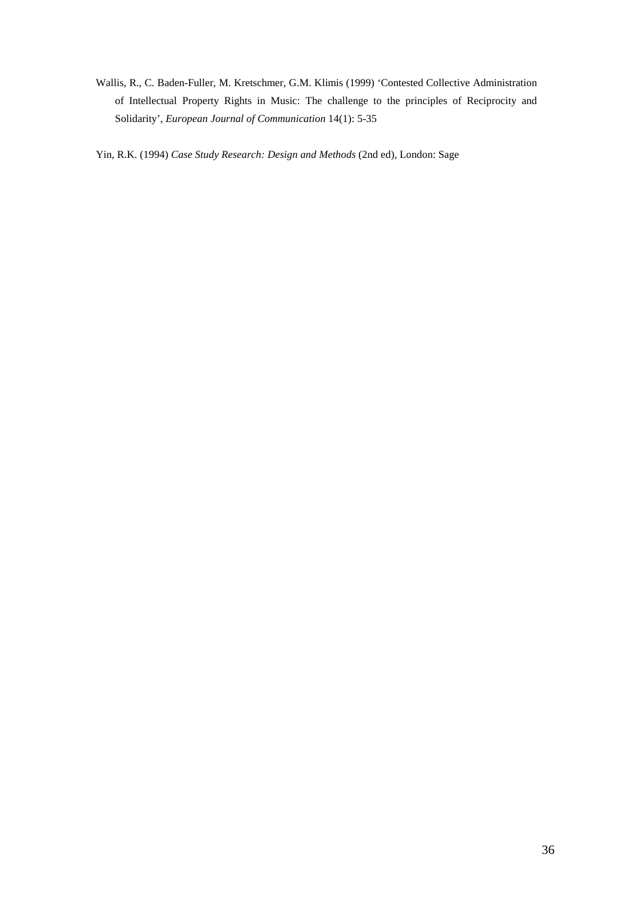Wallis, R., C. Baden-Fuller, M. Kretschmer, G.M. Klimis (1999) ‘Contested Collective Administration of Intellectual Property Rights in Music: The challenge to the principles of Reciprocity and Solidarity’, *European Journal of Communication* 14(1): 5-35

Yin, R.K. (1994) *Case Study Research: Design and Methods* (2nd ed), London: Sage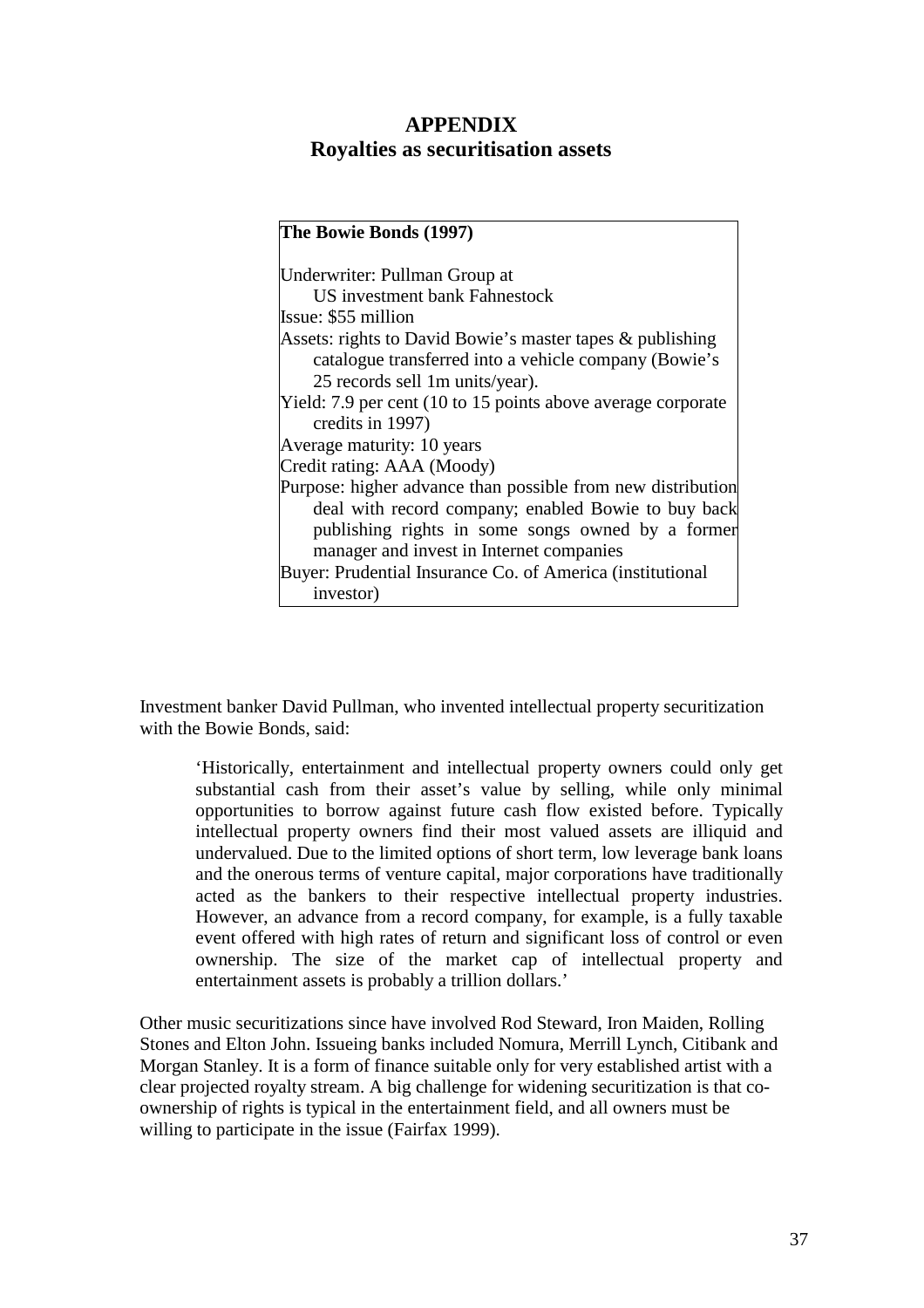# APPENDIX
## Royalties as securitisation assets

**The Bowie Bonds (1997)**

Underwriter: Pullman Group at
US investment bank Fahnestock

Issue: $55 million

Assets: rights to David Bowie's master tapes & publishing catalogue transferred into a vehicle company (Bowie's 25 records sell 1m units/year).

Yield: 7.9 per cent (10 to 15 points above average corporate credits in 1997)

Average maturity: 10 years

Credit rating: AAA (Moody)

Purpose: higher advance than possible from new distribution deal with record company; enabled Bowie to buy back publishing rights in some songs owned by a former manager and invest in Internet companies

Buyer: Prudential Insurance Co. of America (institutional investor)

Investment banker David Pullman, who invented intellectual property securitization with the Bowie Bonds, said:

> 'Historically, entertainment and intellectual property owners could only get substantial cash from their asset's value by selling, while only minimal opportunities to borrow against future cash flow existed before. Typically intellectual property owners find their most valued assets are illiquid and undervalued. Due to the limited options of short term, low leverage bank loans and the onerous terms of venture capital, major corporations have traditionally acted as the bankers to their respective intellectual property industries. However, an advance from a record company, for example, is a fully taxable event offered with high rates of return and significant loss of control or even ownership. The size of the market cap of intellectual property and entertainment assets is probably a trillion dollars.'

Other music securitizations since have involved Rod Steward, Iron Maiden, Rolling Stones and Elton John. Issueing banks included Nomura, Merrill Lynch, Citibank and Morgan Stanley. It is a form of finance suitable only for very established artist with a clear projected royalty stream. A big challenge for widening securitization is that co-ownership of rights is typical in the entertainment field, and all owners must be willing to participate in the issue (Fairfax 1999).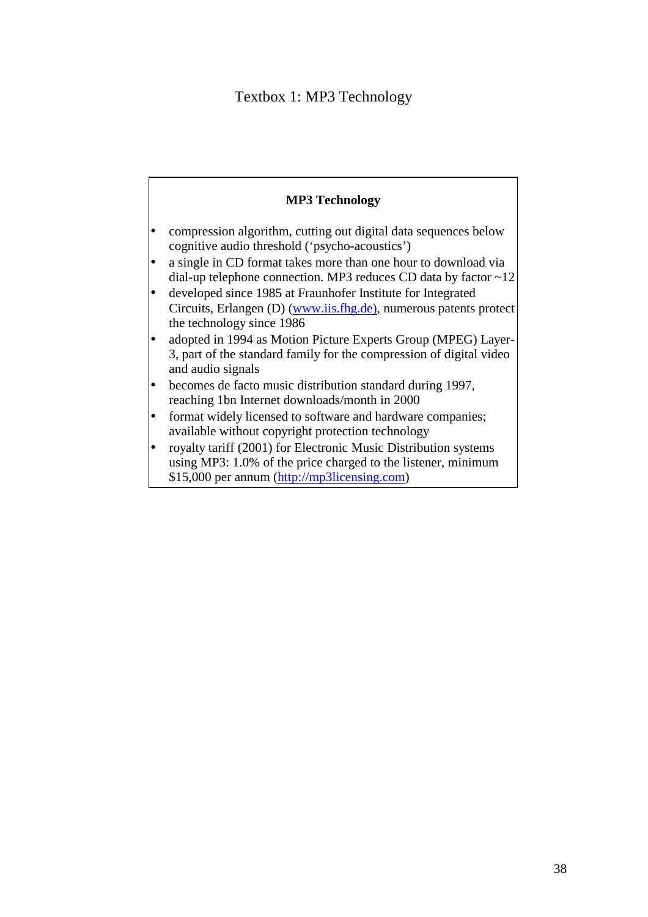Textbox 1: MP3 Technology

**MP3 Technology**

- compression algorithm, cutting out digital data sequences below cognitive audio threshold (‘psycho-acoustics’)
- a single in CD format takes more than one hour to download via dial-up telephone connection. MP3 reduces CD data by factor ~12
- developed since 1985 at Fraunhofer Institute for Integrated Circuits, Erlangen (D) (www.iis.fhg.de), numerous patents protect the technology since 1986
- adopted in 1994 as Motion Picture Experts Group (MPEG) Layer-3, part of the standard family for the compression of digital video and audio signals
- becomes de facto music distribution standard during 1997, reaching 1bn Internet downloads/month in 2000
- format widely licensed to software and hardware companies; available without copyright protection technology
- royalty tariff (2001) for Electronic Music Distribution systems using MP3: 1.0% of the price charged to the listener, minimum $15,000 per annum (http://mp3licensing.com)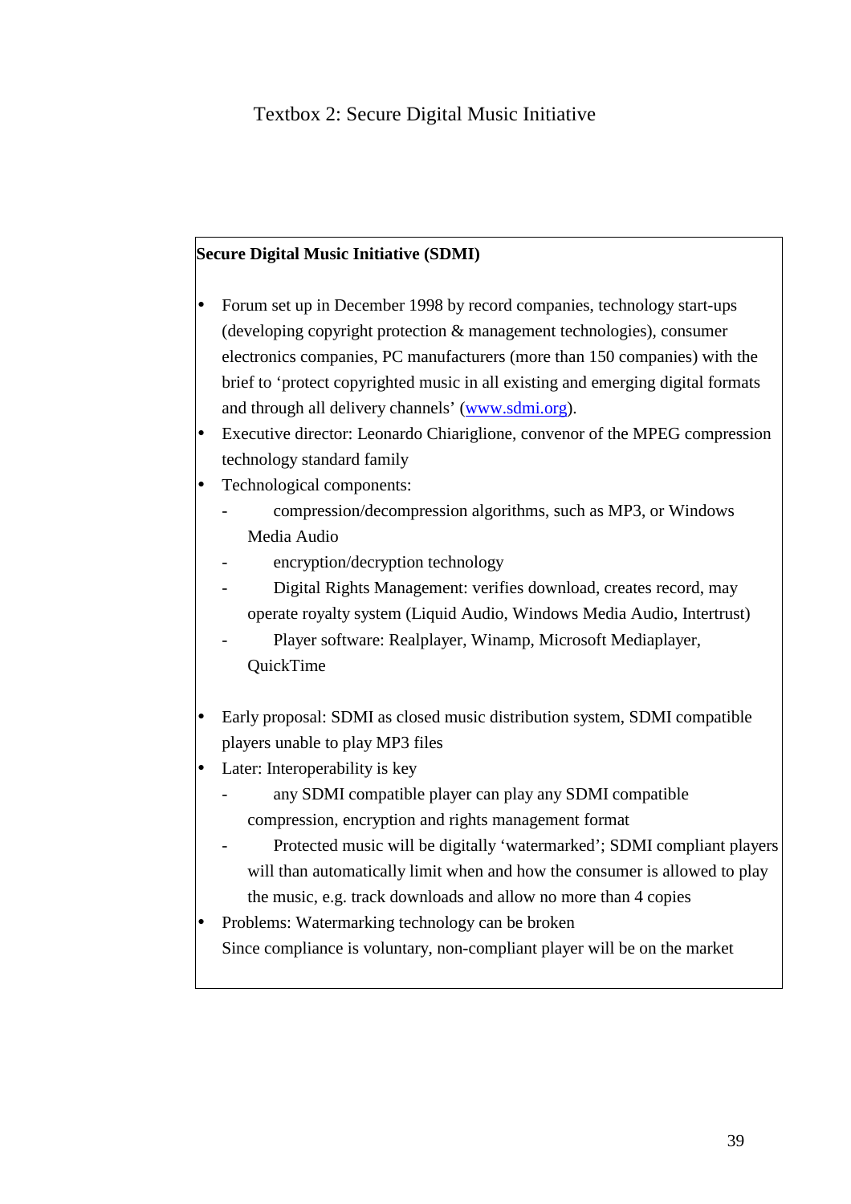Textbox 2: Secure Digital Music Initiative

**Secure Digital Music Initiative (SDMI)**

- Forum set up in December 1998 by record companies, technology start-ups (developing copyright protection & management technologies), consumer electronics companies, PC manufacturers (more than 150 companies) with the brief to 'protect copyrighted music in all existing and emerging digital formats and through all delivery channels' (www.sdmi.org).
- Executive director: Leonardo Chiariglione, convenor of the MPEG compression technology standard family
- Technological components:
  - compression/decompression algorithms, such as MP3, or Windows Media Audio
  - encryption/decryption technology
  - Digital Rights Management: verifies download, creates record, may operate royalty system (Liquid Audio, Windows Media Audio, Intertrust)
  - Player software: Realplayer, Winamp, Microsoft Mediaplayer, QuickTime

- Early proposal: SDMI as closed music distribution system, SDMI compatible players unable to play MP3 files
- Later: Interoperability is key
  - any SDMI compatible player can play any SDMI compatible compression, encryption and rights management format
  - Protected music will be digitally 'watermarked'; SDMI compliant players will than automatically limit when and how the consumer is allowed to play the music, e.g. track downloads and allow no more than 4 copies
- Problems: Watermarking technology can be broken
  Since compliance is voluntary, non-compliant player will be on the market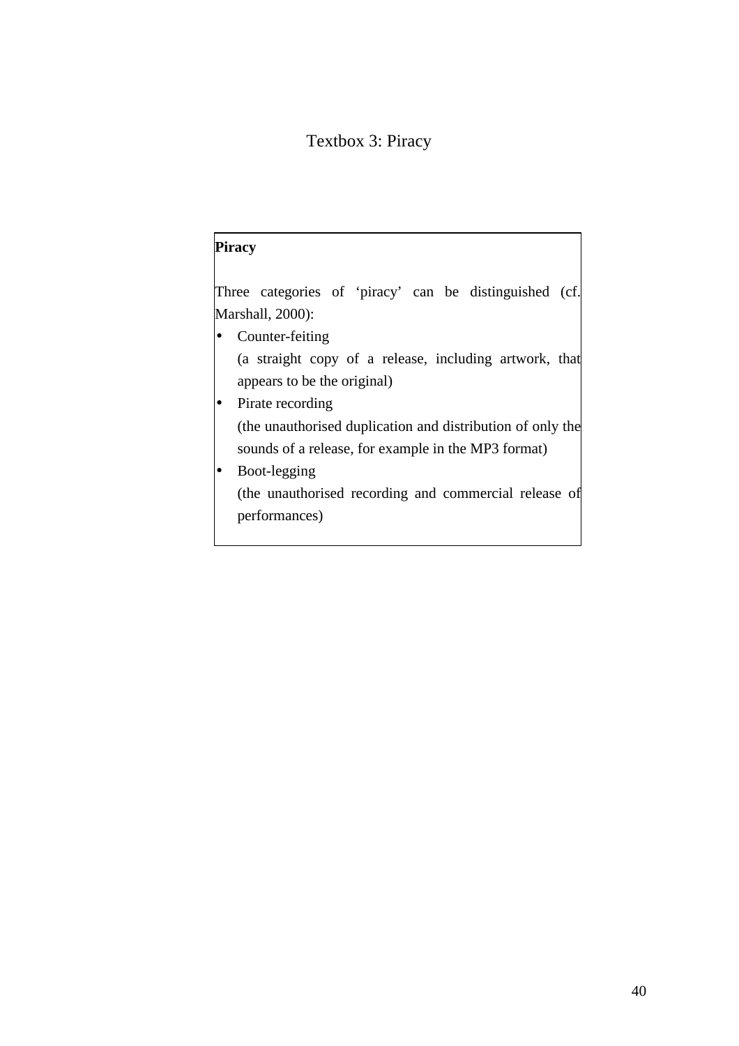Textbox 3: Piracy

**Piracy**

Three categories of 'piracy' can be distinguished (cf. Marshall, 2000):

- Counter-feiting
  (a straight copy of a release, including artwork, that appears to be the original)
- Pirate recording
  (the unauthorised duplication and distribution of only the sounds of a release, for example in the MP3 format)
- Boot-legging
  (the unauthorised recording and commercial release of performances)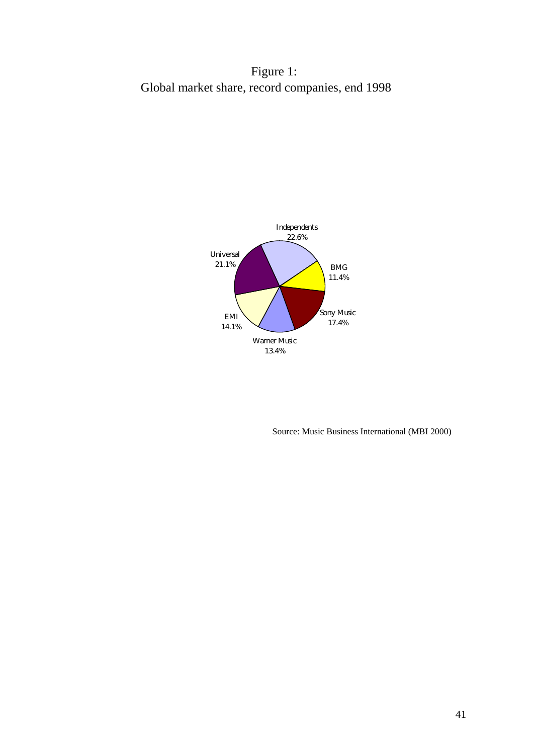Figure 1:
Global market share, record companies, end 1998

Independents 22.6%
BMG 11.4%
Sony Music 17.4%
Warner Music 13.4%
EMI 14.1%
Universal 21.1%

Source: Music Business International (MBI 2000)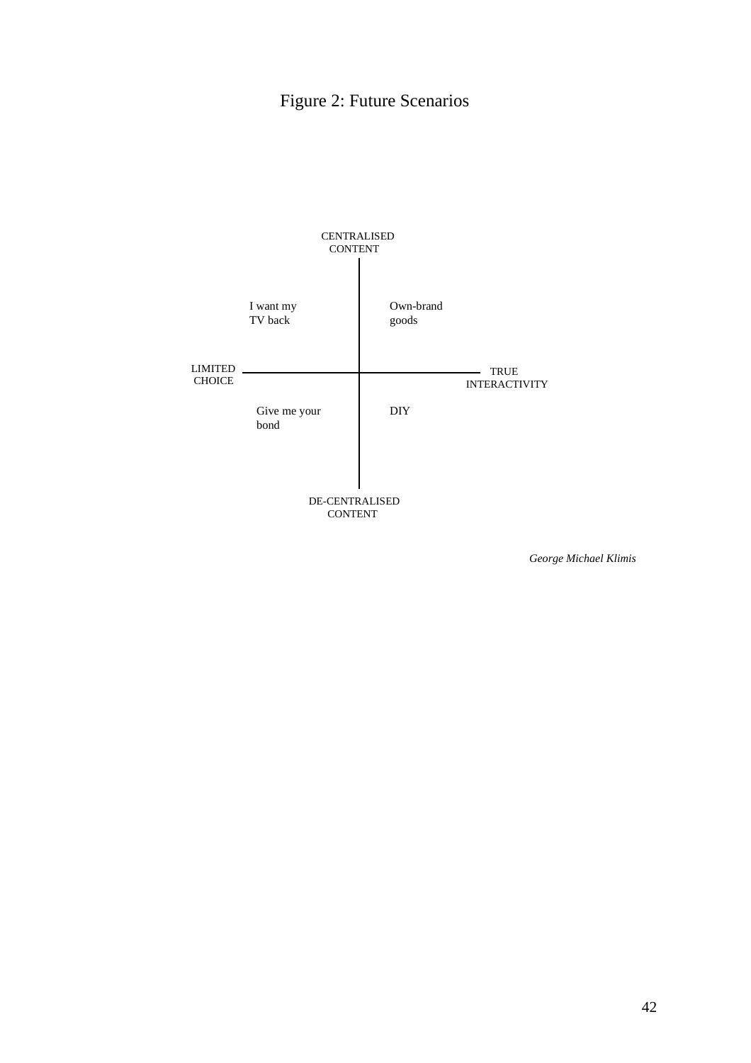# Figure 2: Future Scenarios

CENTRALISED CONTENT

I want my TV back

Own-brand goods

LIMITED CHOICE

TRUE INTERACTIVITY

Give me your bond

DIY

DE-CENTRALISED CONTENT

*George Michael Klimis*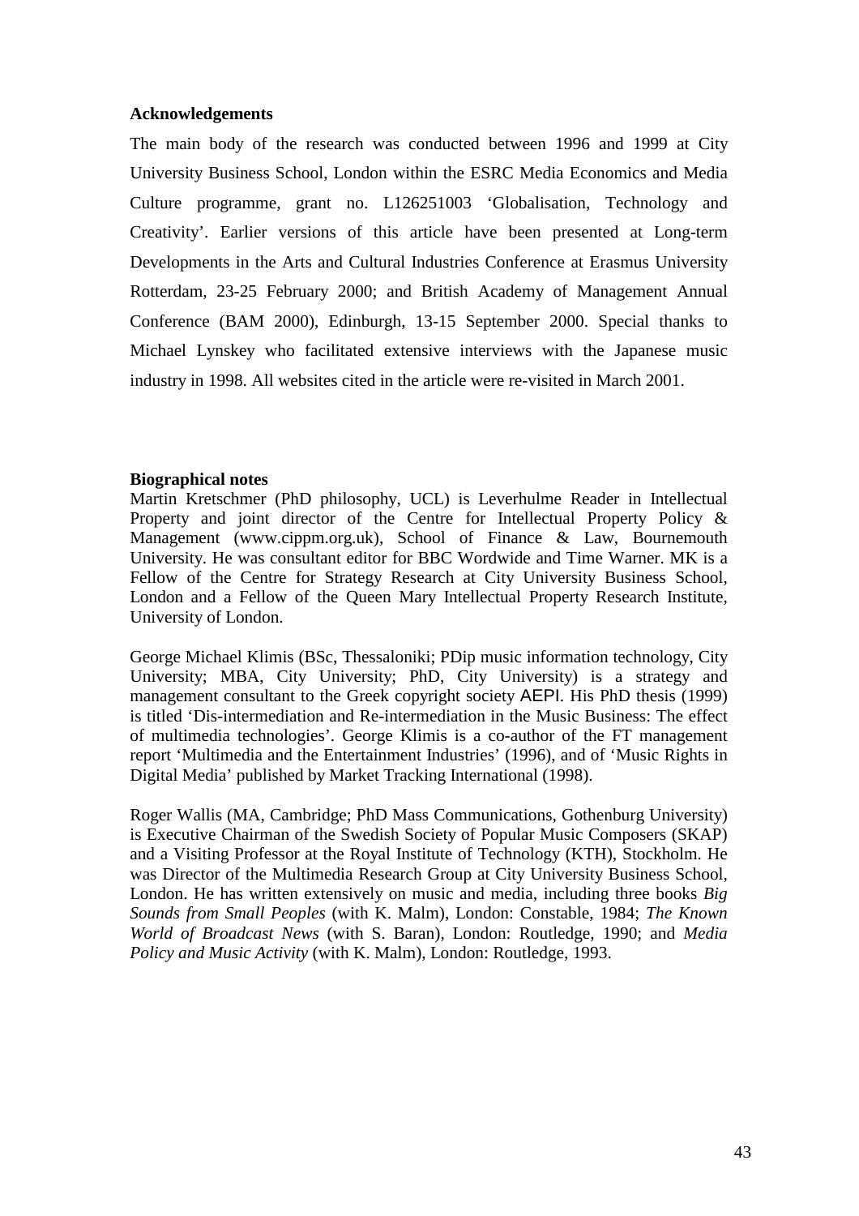**Acknowledgements**

The main body of the research was conducted between 1996 and 1999 at City University Business School, London within the ESRC Media Economics and Media Culture programme, grant no. L126251003 'Globalisation, Technology and Creativity'. Earlier versions of this article have been presented at Long-term Developments in the Arts and Cultural Industries Conference at Erasmus University Rotterdam, 23-25 February 2000; and British Academy of Management Annual Conference (BAM 2000), Edinburgh, 13-15 September 2000. Special thanks to Michael Lynskey who facilitated extensive interviews with the Japanese music industry in 1998. All websites cited in the article were re-visited in March 2001.

**Biographical notes**

Martin Kretschmer (PhD philosophy, UCL) is Leverhulme Reader in Intellectual Property and joint director of the Centre for Intellectual Property Policy & Management (www.cippm.org.uk), School of Finance & Law, Bournemouth University. He was consultant editor for BBC Wordwide and Time Warner. MK is a Fellow of the Centre for Strategy Research at City University Business School, London and a Fellow of the Queen Mary Intellectual Property Research Institute, University of London.

George Michael Klimis (BSc, Thessaloniki; PDip music information technology, City University; MBA, City University; PhD, City University) is a strategy and management consultant to the Greek copyright society AEPI. His PhD thesis (1999) is titled 'Dis-intermediation and Re-intermediation in the Music Business: The effect of multimedia technologies'. George Klimis is a co-author of the FT management report 'Multimedia and the Entertainment Industries' (1996), and of 'Music Rights in Digital Media' published by Market Tracking International (1998).

Roger Wallis (MA, Cambridge; PhD Mass Communications, Gothenburg University) is Executive Chairman of the Swedish Society of Popular Music Composers (SKAP) and a Visiting Professor at the Royal Institute of Technology (KTH), Stockholm. He was Director of the Multimedia Research Group at City University Business School, London. He has written extensively on music and media, including three books *Big Sounds from Small Peoples* (with K. Malm), London: Constable, 1984; *The Known World of Broadcast News* (with S. Baran), London: Routledge, 1990; and *Media Policy and Music Activity* (with K. Malm), London: Routledge, 1993.